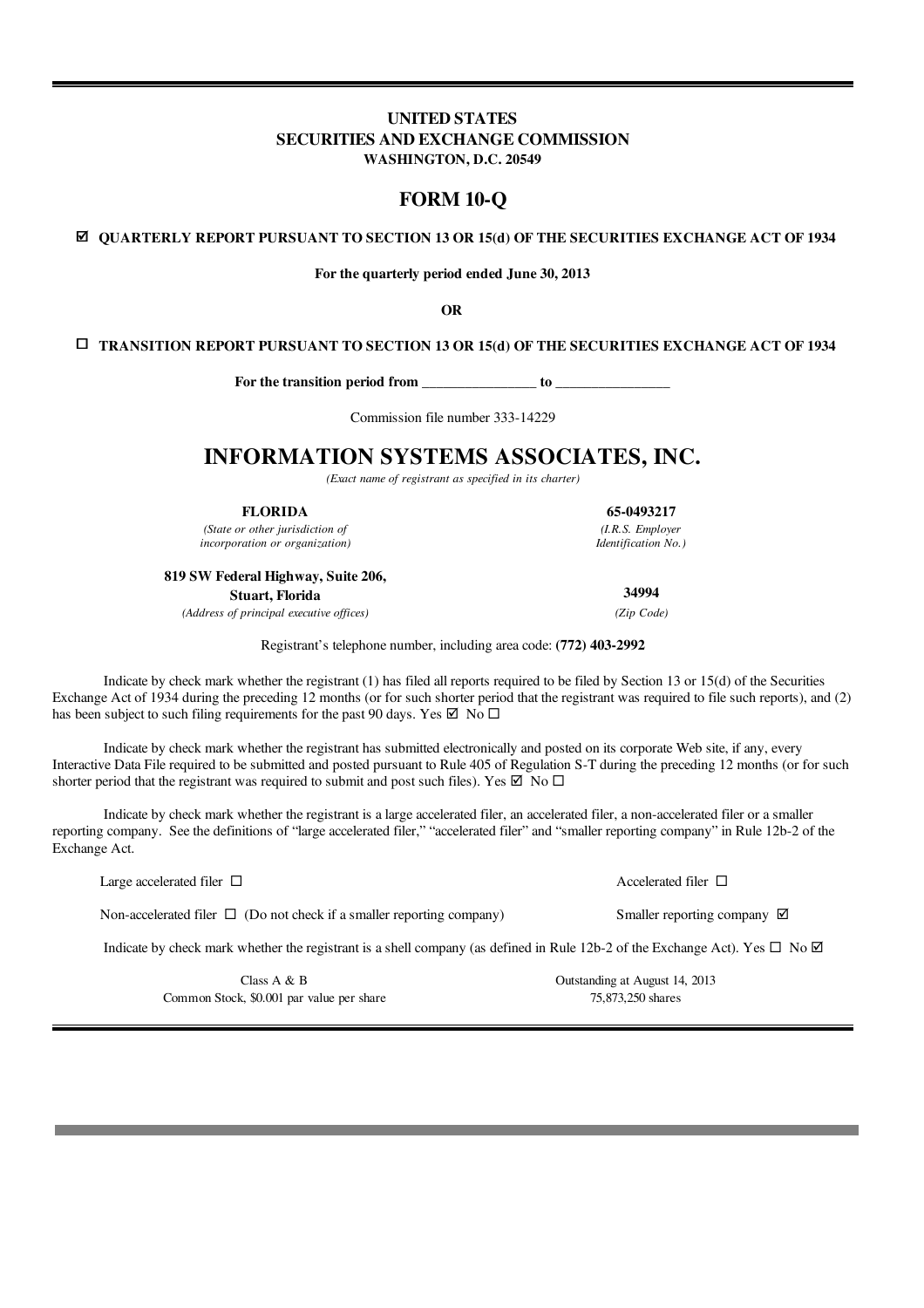**UNITED STATES**
**SECURITIES AND EXCHANGE COMMISSION**
**WASHINGTON, D.C. 20549**

# FORM 10-Q

☑ **QUARTERLY REPORT PURSUANT TO SECTION 13 OR 15(d) OF THE SECURITIES EXCHANGE ACT OF 1934**

**For the quarterly period ended June 30, 2013**

**OR**

☐ **TRANSITION REPORT PURSUANT TO SECTION 13 OR 15(d) OF THE SECURITIES EXCHANGE ACT OF 1934**

**For the transition period from \_\_\_\_\_\_\_\_\_\_\_\_\_\_\_\_ to \_\_\_\_\_\_\_\_\_\_\_\_\_\_\_\_**

Commission file number 333-14229

# INFORMATION SYSTEMS ASSOCIATES, INC.

*(Exact name of registrant as specified in its charter)*

| **FLORIDA** | **65-0493217** |
|---|---|
| *(State or other jurisdiction of incorporation or organization)* | *(I.R.S. Employer Identification No.)* |
| **819 SW Federal Highway, Suite 206, Stuart, Florida** | **34994** |
| *(Address of principal executive offices)* | *(Zip Code)* |

Registrant's telephone number, including area code: **(772) 403-2992**

Indicate by check mark whether the registrant (1) has filed all reports required to be filed by Section 13 or 15(d) of the Securities Exchange Act of 1934 during the preceding 12 months (or for such shorter period that the registrant was required to file such reports), and (2) has been subject to such filing requirements for the past 90 days. Yes ☑ No ☐

Indicate by check mark whether the registrant has submitted electronically and posted on its corporate Web site, if any, every Interactive Data File required to be submitted and posted pursuant to Rule 405 of Regulation S-T during the preceding 12 months (or for such shorter period that the registrant was required to submit and post such files). Yes ☑ No ☐

Indicate by check mark whether the registrant is a large accelerated filer, an accelerated filer, a non-accelerated filer or a smaller reporting company. See the definitions of "large accelerated filer," "accelerated filer" and "smaller reporting company" in Rule 12b-2 of the Exchange Act.

| | |
|---|---|
| Large accelerated filer ☐ | Accelerated filer ☐ |
| Non-accelerated filer ☐ (Do not check if a smaller reporting company) | Smaller reporting company ☑ |

Indicate by check mark whether the registrant is a shell company (as defined in Rule 12b-2 of the Exchange Act). Yes ☐ No ☑

| Class A & B | Outstanding at August 14, 2013 |
|---|---|
| Common Stock, $0.001 par value per share | 75,873,250 shares |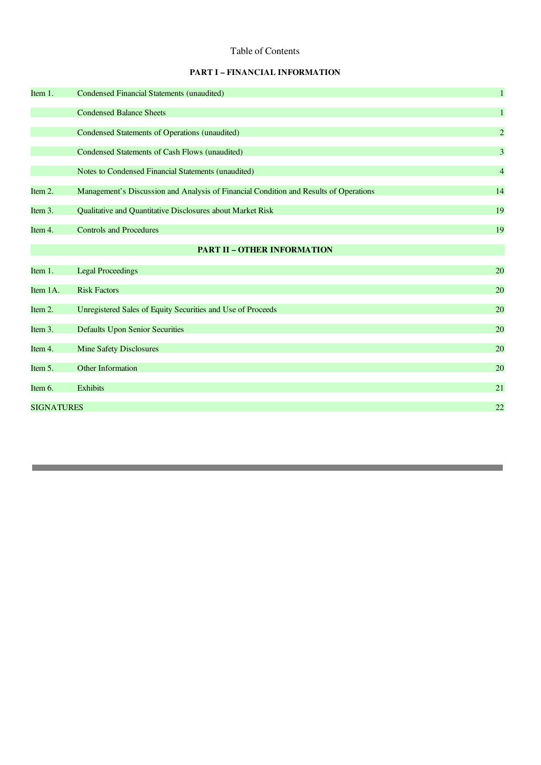Table of Contents

**PART I – FINANCIAL INFORMATION**

| | | |
|---|---|---|
| Item 1. | Condensed Financial Statements (unaudited) | 1 |
| | Condensed Balance Sheets | 1 |
| | Condensed Statements of Operations (unaudited) | 2 |
| | Condensed Statements of Cash Flows (unaudited) | 3 |
| | Notes to Condensed Financial Statements (unaudited) | 4 |
| Item 2. | Management's Discussion and Analysis of Financial Condition and Results of Operations | 14 |
| Item 3. | Qualitative and Quantitative Disclosures about Market Risk | 19 |
| Item 4. | Controls and Procedures | 19 |
| | **PART II – OTHER INFORMATION** | |
| Item 1. | Legal Proceedings | 20 |
| Item 1A. | Risk Factors | 20 |
| Item 2. | Unregistered Sales of Equity Securities and Use of Proceeds | 20 |
| Item 3. | Defaults Upon Senior Securities | 20 |
| Item 4. | Mine Safety Disclosures | 20 |
| Item 5. | Other Information | 20 |
| Item 6. | Exhibits | 21 |
| SIGNATURES | | 22 |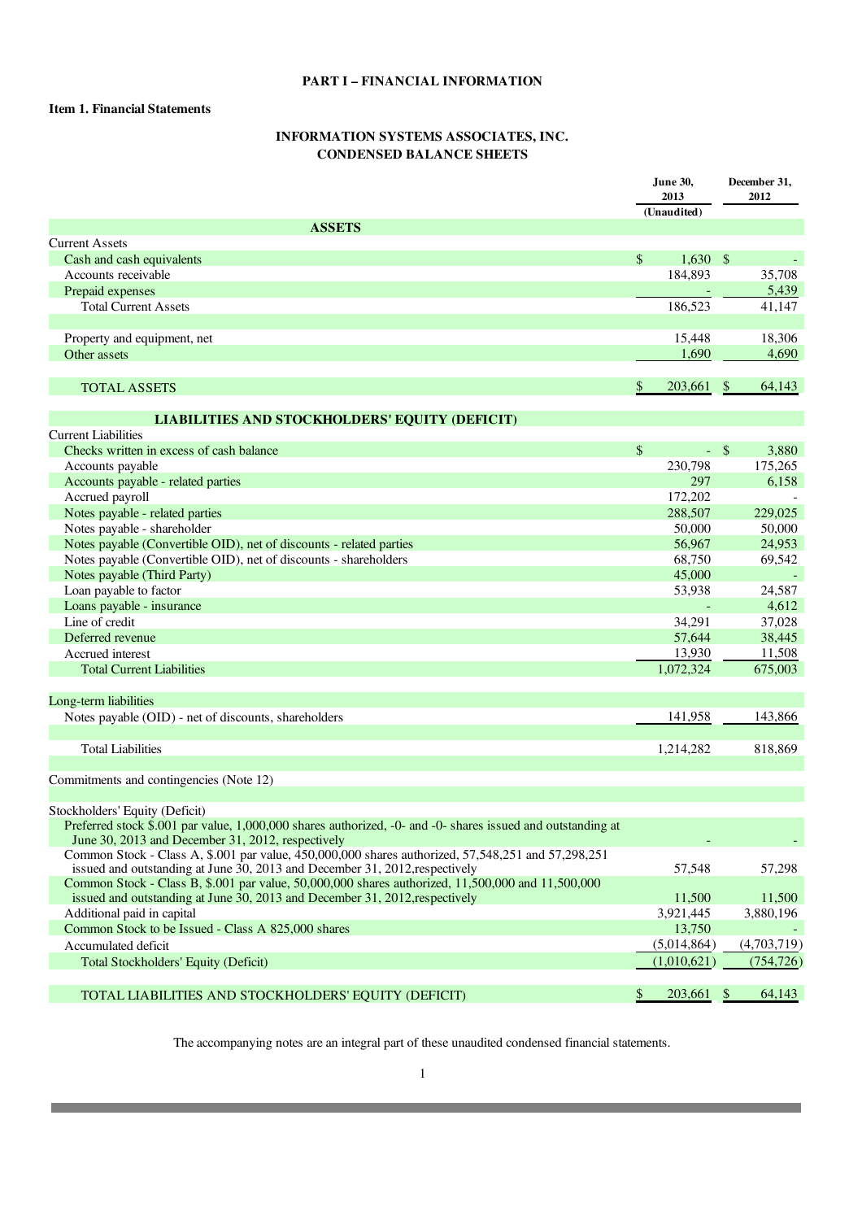**PART I – FINANCIAL INFORMATION**

**Item 1. Financial Statements**

**INFORMATION SYSTEMS ASSOCIATES, INC.**
**CONDENSED BALANCE SHEETS**

| | June 30, 2013 (Unaudited) | December 31, 2012 |
|---|---|---|
| **ASSETS** | | |
| Current Assets | | |
| Cash and cash equivalents | $ 1,630 | $ - |
| Accounts receivable | 184,893 | 35,708 |
| Prepaid expenses | - | 5,439 |
| Total Current Assets | 186,523 | 41,147 |
| | | |
| Property and equipment, net | 15,448 | 18,306 |
| Other assets | 1,690 | 4,690 |
| | | |
| TOTAL ASSETS | $ 203,661 | $ 64,143 |
| | | |
| **LIABILITIES AND STOCKHOLDERS' EQUITY (DEFICIT)** | | |
| Current Liabilities | | |
| Checks written in excess of cash balance | $ - | $ 3,880 |
| Accounts payable | 230,798 | 175,265 |
| Accounts payable - related parties | 297 | 6,158 |
| Accrued payroll | 172,202 | - |
| Notes payable - related parties | 288,507 | 229,025 |
| Notes payable - shareholder | 50,000 | 50,000 |
| Notes payable (Convertible OID), net of discounts - related parties | 56,967 | 24,953 |
| Notes payable (Convertible OID), net of discounts - shareholders | 68,750 | 69,542 |
| Notes payable (Third Party) | 45,000 | - |
| Loan payable to factor | 53,938 | 24,587 |
| Loans payable - insurance | - | 4,612 |
| Line of credit | 34,291 | 37,028 |
| Deferred revenue | 57,644 | 38,445 |
| Accrued interest | 13,930 | 11,508 |
| Total Current Liabilities | 1,072,324 | 675,003 |
| | | |
| Long-term liabilities | | |
| Notes payable (OID) - net of discounts, shareholders | 141,958 | 143,866 |
| | | |
| Total Liabilities | 1,214,282 | 818,869 |
| | | |
| Commitments and contingencies (Note 12) | | |
| | | |
| Stockholders' Equity (Deficit) | | |
| Preferred stock $.001 par value, 1,000,000 shares authorized, -0- and -0- shares issued and outstanding at June 30, 2013 and December 31, 2012, respectively | - | - |
| Common Stock - Class A, $.001 par value, 450,000,000 shares authorized, 57,548,251 and 57,298,251 issued and outstanding at June 30, 2013 and December 31, 2012,respectively | 57,548 | 57,298 |
| Common Stock - Class B, $.001 par value, 50,000,000 shares authorized, 11,500,000 and 11,500,000 issued and outstanding at June 30, 2013 and December 31, 2012,respectively | 11,500 | 11,500 |
| Additional paid in capital | 3,921,445 | 3,880,196 |
| Common Stock to be Issued - Class A 825,000 shares | 13,750 | - |
| Accumulated deficit | (5,014,864) | (4,703,719) |
| Total Stockholders' Equity (Deficit) | (1,010,621) | (754,726) |
| | | |
| TOTAL LIABILITIES AND STOCKHOLDERS' EQUITY (DEFICIT) | $ 203,661 | $ 64,143 |

The accompanying notes are an integral part of these unaudited condensed financial statements.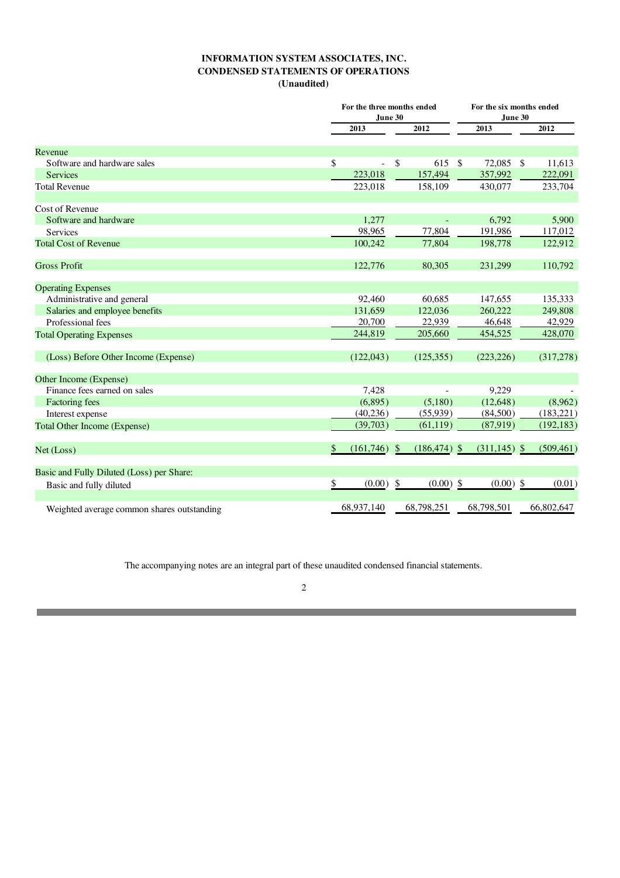**INFORMATION SYSTEM ASSOCIATES, INC.**
**CONDENSED STATEMENTS OF OPERATIONS**
**(Unaudited)**

| | For the three months ended June 30 | | For the six months ended June 30 | |
|---|---|---|---|---|
| | 2013 | 2012 | 2013 | 2012 |
| Revenue | | | | |
| Software and hardware sales | $ - | $ 615 | $ 72,085 | $ 11,613 |
| Services | 223,018 | 157,494 | 357,992 | 222,091 |
| Total Revenue | 223,018 | 158,109 | 430,077 | 233,704 |
| Cost of Revenue | | | | |
| Software and hardware | 1,277 | - | 6,792 | 5,900 |
| Services | 98,965 | 77,804 | 191,986 | 117,012 |
| Total Cost of Revenue | 100,242 | 77,804 | 198,778 | 122,912 |
| Gross Profit | 122,776 | 80,305 | 231,299 | 110,792 |
| Operating Expenses | | | | |
| Administrative and general | 92,460 | 60,685 | 147,655 | 135,333 |
| Salaries and employee benefits | 131,659 | 122,036 | 260,222 | 249,808 |
| Professional fees | 20,700 | 22,939 | 46,648 | 42,929 |
| Total Operating Expenses | 244,819 | 205,660 | 454,525 | 428,070 |
| (Loss) Before Other Income (Expense) | (122,043) | (125,355) | (223,226) | (317,278) |
| Other Income (Expense) | | | | |
| Finance fees earned on sales | 7,428 | - | 9,229 | - |
| Factoring fees | (6,895) | (5,180) | (12,648) | (8,962) |
| Interest expense | (40,236) | (55,939) | (84,500) | (183,221) |
| Total Other Income (Expense) | (39,703) | (61,119) | (87,919) | (192,183) |
| Net (Loss) | $ (161,746) | $ (186,474) | $ (311,145) | $ (509,461) |
| Basic and Fully Diluted (Loss) per Share: | | | | |
| Basic and fully diluted | $ (0.00) | $ (0.00) | $ (0.00) | $ (0.01) |
| Weighted average common shares outstanding | 68,937,140 | 68,798,251 | 68,798,501 | 66,802,647 |

The accompanying notes are an integral part of these unaudited condensed financial statements.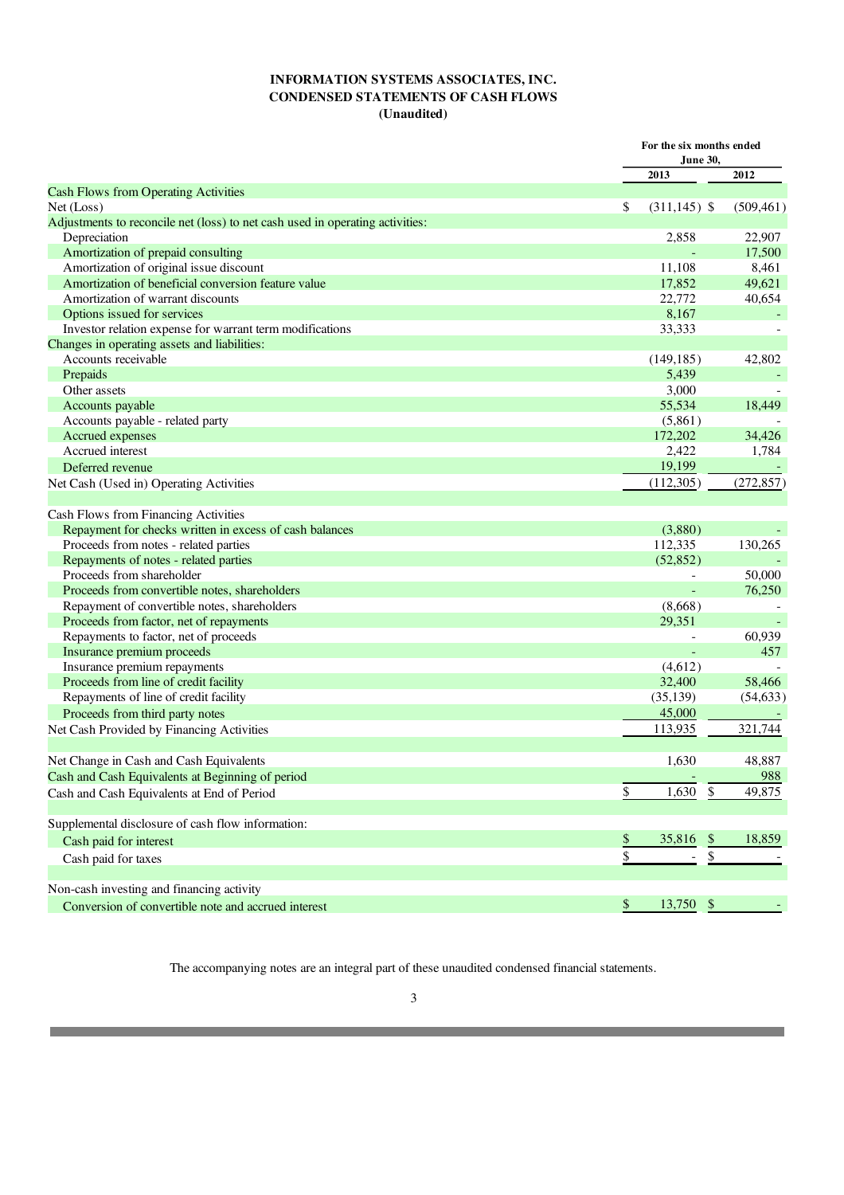**INFORMATION SYSTEMS ASSOCIATES, INC.**
**CONDENSED STATEMENTS OF CASH FLOWS**
**(Unaudited)**

| | For the six months ended June 30, | |
|---|---|---|
| | 2013 | 2012 |
| Cash Flows from Operating Activities | | |
| Net (Loss) | $ (311,145) | $ (509,461) |
| Adjustments to reconcile net (loss) to net cash used in operating activities: | | |
| Depreciation | 2,858 | 22,907 |
| Amortization of prepaid consulting | - | 17,500 |
| Amortization of original issue discount | 11,108 | 8,461 |
| Amortization of beneficial conversion feature value | 17,852 | 49,621 |
| Amortization of warrant discounts | 22,772 | 40,654 |
| Options issued for services | 8,167 | - |
| Investor relation expense for warrant term modifications | 33,333 | - |
| Changes in operating assets and liabilities: | | |
| Accounts receivable | (149,185) | 42,802 |
| Prepaids | 5,439 | - |
| Other assets | 3,000 | - |
| Accounts payable | 55,534 | 18,449 |
| Accounts payable - related party | (5,861) | - |
| Accrued expenses | 172,202 | 34,426 |
| Accrued interest | 2,422 | 1,784 |
| Deferred revenue | 19,199 | - |
| Net Cash (Used in) Operating Activities | (112,305) | (272,857) |
| | | |
| Cash Flows from Financing Activities | | |
| Repayment for checks written in excess of cash balances | (3,880) | - |
| Proceeds from notes - related parties | 112,335 | 130,265 |
| Repayments of notes - related parties | (52,852) | - |
| Proceeds from shareholder | - | 50,000 |
| Proceeds from convertible notes, shareholders | - | 76,250 |
| Repayment of convertible notes, shareholders | (8,668) | - |
| Proceeds from factor, net of repayments | 29,351 | - |
| Repayments to factor, net of proceeds | - | 60,939 |
| Insurance premium proceeds | - | 457 |
| Insurance premium repayments | (4,612) | - |
| Proceeds from line of credit facility | 32,400 | 58,466 |
| Repayments of line of credit facility | (35,139) | (54,633) |
| Proceeds from third party notes | 45,000 | - |
| Net Cash Provided by Financing Activities | 113,935 | 321,744 |
| | | |
| Net Change in Cash and Cash Equivalents | 1,630 | 48,887 |
| Cash and Cash Equivalents at Beginning of period | - | 988 |
| Cash and Cash Equivalents at End of Period | $ 1,630 | $ 49,875 |
| | | |
| Supplemental disclosure of cash flow information: | | |
| Cash paid for interest | $ 35,816 | $ 18,859 |
| Cash paid for taxes | $ - | $ - |
| | | |
| Non-cash investing and financing activity | | |
| Conversion of convertible note and accrued interest | $ 13,750 | $ - |

The accompanying notes are an integral part of these unaudited condensed financial statements.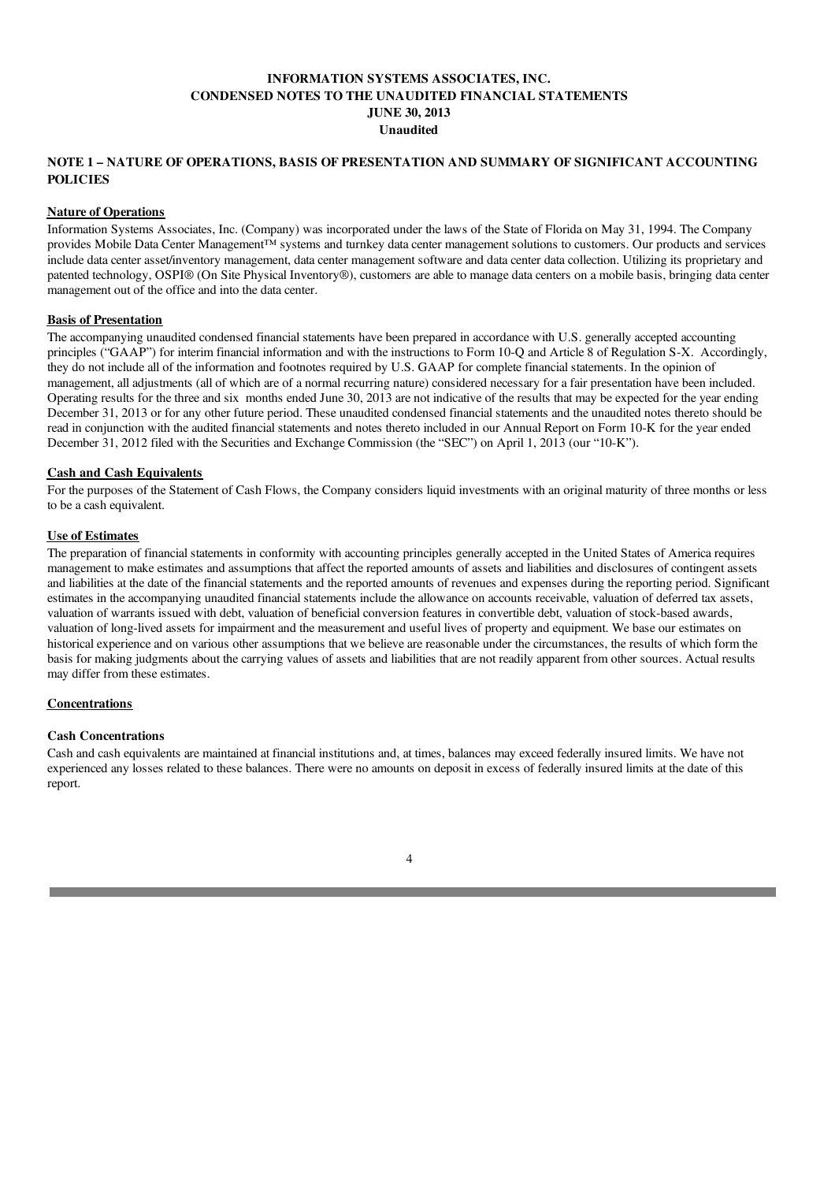**INFORMATION SYSTEMS ASSOCIATES, INC.**
**CONDENSED NOTES TO THE UNAUDITED FINANCIAL STATEMENTS**
**JUNE 30, 2013**
**Unaudited**

## NOTE 1 – NATURE OF OPERATIONS, BASIS OF PRESENTATION AND SUMMARY OF SIGNIFICANT ACCOUNTING POLICIES

### Nature of Operations

Information Systems Associates, Inc. (Company) was incorporated under the laws of the State of Florida on May 31, 1994. The Company provides Mobile Data Center Management™ systems and turnkey data center management solutions to customers. Our products and services include data center asset/inventory management, data center management software and data center data collection. Utilizing its proprietary and patented technology, OSPI® (On Site Physical Inventory®), customers are able to manage data centers on a mobile basis, bringing data center management out of the office and into the data center.

### Basis of Presentation

The accompanying unaudited condensed financial statements have been prepared in accordance with U.S. generally accepted accounting principles ("GAAP") for interim financial information and with the instructions to Form 10-Q and Article 8 of Regulation S-X. Accordingly, they do not include all of the information and footnotes required by U.S. GAAP for complete financial statements. In the opinion of management, all adjustments (all of which are of a normal recurring nature) considered necessary for a fair presentation have been included. Operating results for the three and six months ended June 30, 2013 are not indicative of the results that may be expected for the year ending December 31, 2013 or for any other future period. These unaudited condensed financial statements and the unaudited notes thereto should be read in conjunction with the audited financial statements and notes thereto included in our Annual Report on Form 10-K for the year ended December 31, 2012 filed with the Securities and Exchange Commission (the "SEC") on April 1, 2013 (our "10-K").

### Cash and Cash Equivalents

For the purposes of the Statement of Cash Flows, the Company considers liquid investments with an original maturity of three months or less to be a cash equivalent.

### Use of Estimates

The preparation of financial statements in conformity with accounting principles generally accepted in the United States of America requires management to make estimates and assumptions that affect the reported amounts of assets and liabilities and disclosures of contingent assets and liabilities at the date of the financial statements and the reported amounts of revenues and expenses during the reporting period. Significant estimates in the accompanying unaudited financial statements include the allowance on accounts receivable, valuation of deferred tax assets, valuation of warrants issued with debt, valuation of beneficial conversion features in convertible debt, valuation of stock-based awards, valuation of long-lived assets for impairment and the measurement and useful lives of property and equipment. We base our estimates on historical experience and on various other assumptions that we believe are reasonable under the circumstances, the results of which form the basis for making judgments about the carrying values of assets and liabilities that are not readily apparent from other sources. Actual results may differ from these estimates.

### Concentrations

**Cash Concentrations**

Cash and cash equivalents are maintained at financial institutions and, at times, balances may exceed federally insured limits. We have not experienced any losses related to these balances. There were no amounts on deposit in excess of federally insured limits at the date of this report.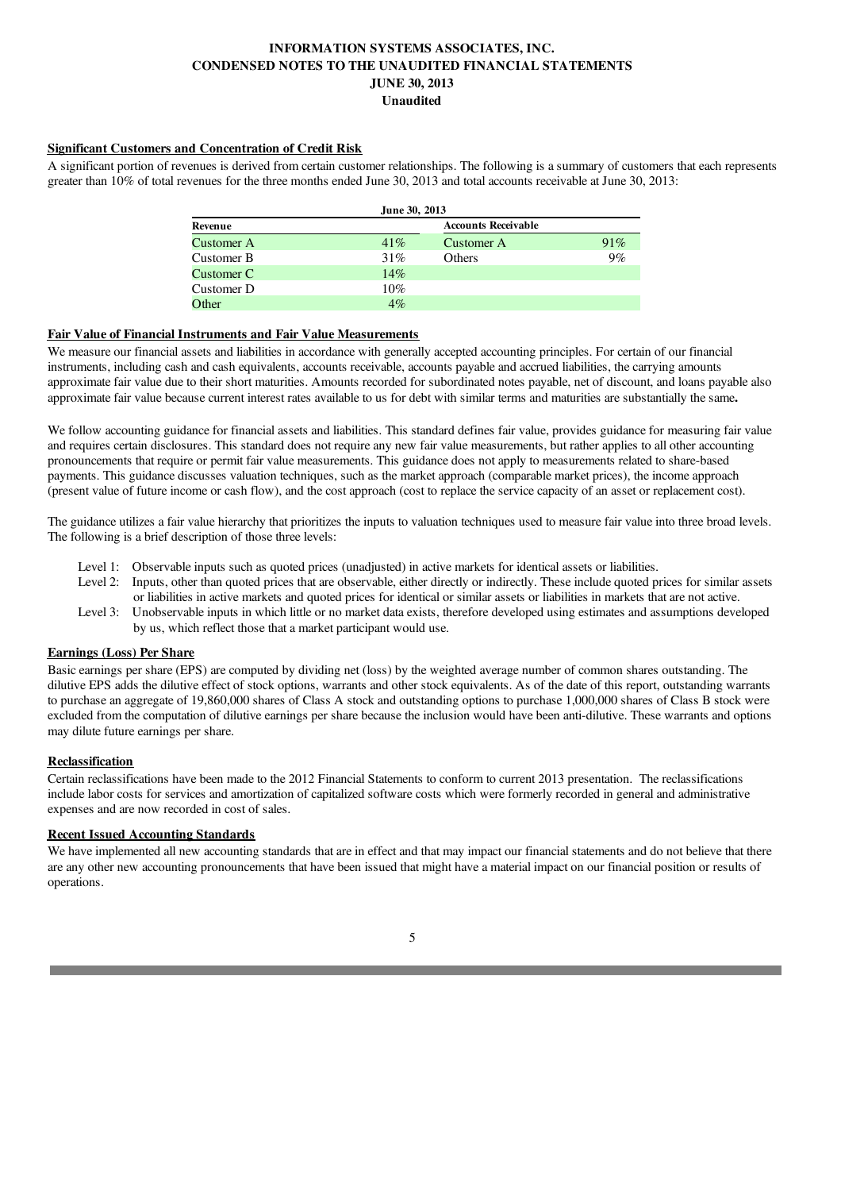INFORMATION SYSTEMS ASSOCIATES, INC.
CONDENSED NOTES TO THE UNAUDITED FINANCIAL STATEMENTS
JUNE 30, 2013
Unaudited

**Significant Customers and Concentration of Credit Risk**

A significant portion of revenues is derived from certain customer relationships. The following is a summary of customers that each represents greater than 10% of total revenues for the three months ended June 30, 2013 and total accounts receivable at June 30, 2013:

| June 30, 2013 | | | |
|---|---|---|---|
| **Revenue** | | **Accounts Receivable** | |
| Customer A | 41% | Customer A | 91% |
| Customer B | 31% | Others | 9% |
| Customer C | 14% | | |
| Customer D | 10% | | |
| Other | 4% | | |

**Fair Value of Financial Instruments and Fair Value Measurements**

We measure our financial assets and liabilities in accordance with generally accepted accounting principles. For certain of our financial instruments, including cash and cash equivalents, accounts receivable, accounts payable and accrued liabilities, the carrying amounts approximate fair value due to their short maturities. Amounts recorded for subordinated notes payable, net of discount, and loans payable also approximate fair value because current interest rates available to us for debt with similar terms and maturities are substantially the same**.**

We follow accounting guidance for financial assets and liabilities. This standard defines fair value, provides guidance for measuring fair value and requires certain disclosures. This standard does not require any new fair value measurements, but rather applies to all other accounting pronouncements that require or permit fair value measurements. This guidance does not apply to measurements related to share-based payments. This guidance discusses valuation techniques, such as the market approach (comparable market prices), the income approach (present value of future income or cash flow), and the cost approach (cost to replace the service capacity of an asset or replacement cost).

The guidance utilizes a fair value hierarchy that prioritizes the inputs to valuation techniques used to measure fair value into three broad levels. The following is a brief description of those three levels:

- Level 1: Observable inputs such as quoted prices (unadjusted) in active markets for identical assets or liabilities.
- Level 2: Inputs, other than quoted prices that are observable, either directly or indirectly. These include quoted prices for similar assets or liabilities in active markets and quoted prices for identical or similar assets or liabilities in markets that are not active.
- Level 3: Unobservable inputs in which little or no market data exists, therefore developed using estimates and assumptions developed by us, which reflect those that a market participant would use.

**Earnings (Loss) Per Share**

Basic earnings per share (EPS) are computed by dividing net (loss) by the weighted average number of common shares outstanding. The dilutive EPS adds the dilutive effect of stock options, warrants and other stock equivalents. As of the date of this report, outstanding warrants to purchase an aggregate of 19,860,000 shares of Class A stock and outstanding options to purchase 1,000,000 shares of Class B stock were excluded from the computation of dilutive earnings per share because the inclusion would have been anti-dilutive. These warrants and options may dilute future earnings per share.

**Reclassification**

Certain reclassifications have been made to the 2012 Financial Statements to conform to current 2013 presentation. The reclassifications include labor costs for services and amortization of capitalized software costs which were formerly recorded in general and administrative expenses and are now recorded in cost of sales.

**Recent Issued Accounting Standards**

We have implemented all new accounting standards that are in effect and that may impact our financial statements and do not believe that there are any other new accounting pronouncements that have been issued that might have a material impact on our financial position or results of operations.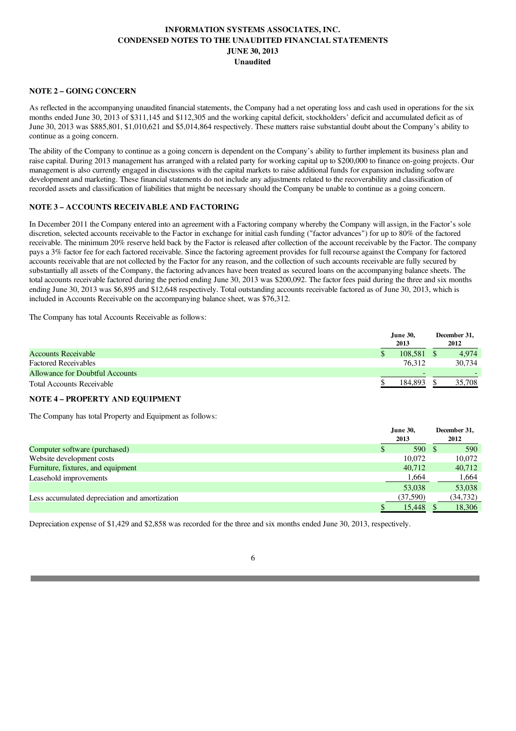**INFORMATION SYSTEMS ASSOCIATES, INC.**
**CONDENSED NOTES TO THE UNAUDITED FINANCIAL STATEMENTS**
**JUNE 30, 2013**
**Unaudited**

**NOTE 2 – GOING CONCERN**

As reflected in the accompanying unaudited financial statements, the Company had a net operating loss and cash used in operations for the six months ended June 30, 2013 of $311,145 and $112,305 and the working capital deficit, stockholders' deficit and accumulated deficit as of June 30, 2013 was $885,801, $1,010,621 and $5,014,864 respectively. These matters raise substantial doubt about the Company's ability to continue as a going concern.

The ability of the Company to continue as a going concern is dependent on the Company's ability to further implement its business plan and raise capital. During 2013 management has arranged with a related party for working capital up to $200,000 to finance on-going projects. Our management is also currently engaged in discussions with the capital markets to raise additional funds for expansion including software development and marketing. These financial statements do not include any adjustments related to the recoverability and classification of recorded assets and classification of liabilities that might be necessary should the Company be unable to continue as a going concern.

**NOTE 3 – ACCOUNTS RECEIVABLE AND FACTORING**

In December 2011 the Company entered into an agreement with a Factoring company whereby the Company will assign, in the Factor's sole discretion, selected accounts receivable to the Factor in exchange for initial cash funding ("factor advances") for up to 80% of the factored receivable. The minimum 20% reserve held back by the Factor is released after collection of the account receivable by the Factor. The company pays a 3% factor fee for each factored receivable. Since the factoring agreement provides for full recourse against the Company for factored accounts receivable that are not collected by the Factor for any reason, and the collection of such accounts receivable are fully secured by substantially all assets of the Company, the factoring advances have been treated as secured loans on the accompanying balance sheets. The total accounts receivable factored during the period ending June 30, 2013 was $200,092. The factor fees paid during the three and six months ending June 30, 2013 was $6,895 and $12,648 respectively. Total outstanding accounts receivable factored as of June 30, 2013, which is included in Accounts Receivable on the accompanying balance sheet, was $76,312.

The Company has total Accounts Receivable as follows:

| | June 30, 2013 | December 31, 2012 |
|---|---|---|
| Accounts Receivable | $ 108,581 | $ 4,974 |
| Factored Receivables | 76,312 | 30,734 |
| Allowance for Doubtful Accounts | - | - |
| Total Accounts Receivable | $ 184,893 | $ 35,708 |

**NOTE 4 – PROPERTY AND EQUIPMENT**

The Company has total Property and Equipment as follows:

| | June 30, 2013 | December 31, 2012 |
|---|---|---|
| Computer software (purchased) | $ 590 | $ 590 |
| Website development costs | 10,072 | 10,072 |
| Furniture, fixtures, and equipment | 40,712 | 40,712 |
| Leasehold improvements | 1,664 | 1,664 |
| | 53,038 | 53,038 |
| Less accumulated depreciation and amortization | (37,590) | (34,732) |
| | $ 15,448 | $ 18,306 |

Depreciation expense of $1,429 and $2,858 was recorded for the three and six months ended June 30, 2013, respectively.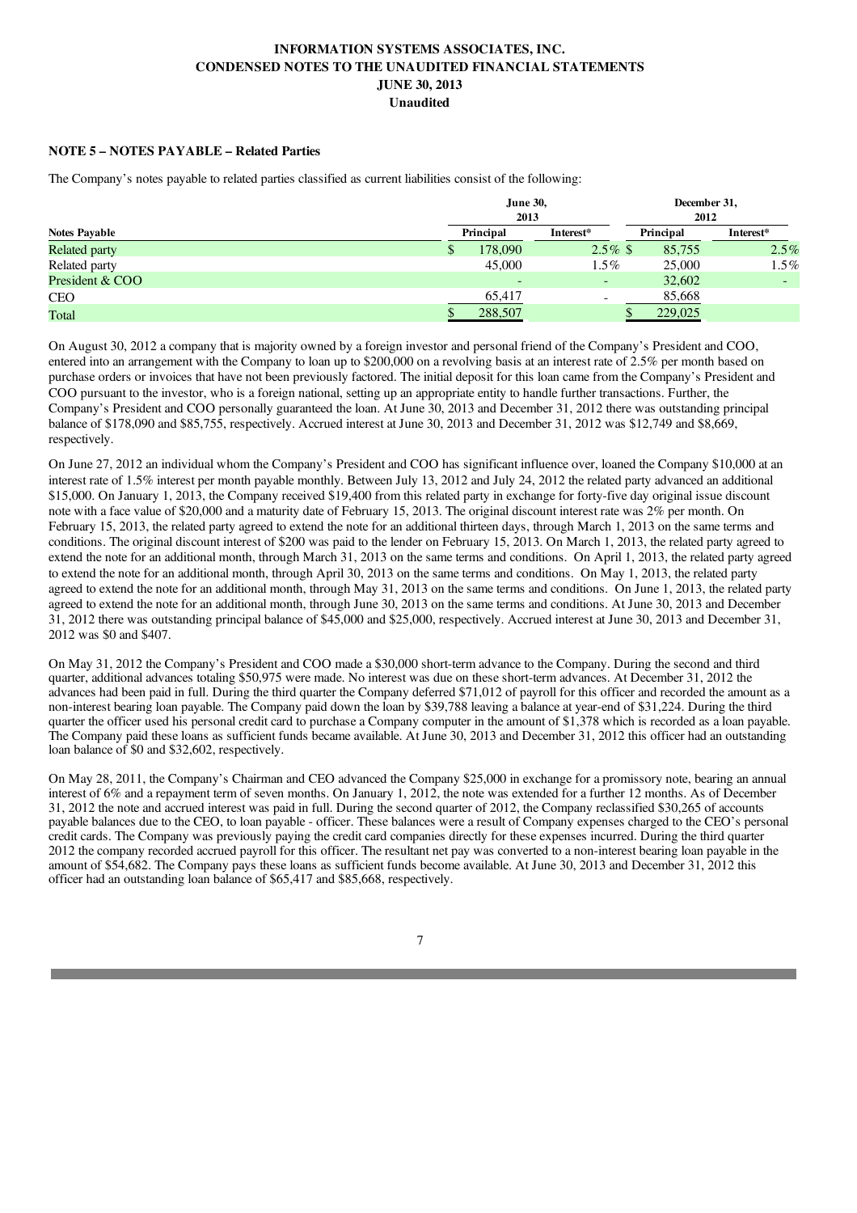**INFORMATION SYSTEMS ASSOCIATES, INC.**
**CONDENSED NOTES TO THE UNAUDITED FINANCIAL STATEMENTS**
**JUNE 30, 2013**
**Unaudited**

**NOTE 5 – NOTES PAYABLE – Related Parties**

The Company's notes payable to related parties classified as current liabilities consist of the following:

| | June 30, 2013 | | December 31, 2012 | |
|---|---|---|---|---|
| **Notes Payable** | **Principal** | **Interest*** | **Principal** | **Interest*** |
| Related party | $ 178,090 | 2.5% | $ 85,755 | 2.5% |
| Related party | 45,000 | 1.5% | 25,000 | 1.5% |
| President & COO | - | - | 32,602 | - |
| CEO | 65,417 | - | 85,668 | |
| Total | $ 288,507 | | $ 229,025 | |

On August 30, 2012 a company that is majority owned by a foreign investor and personal friend of the Company's President and COO, entered into an arrangement with the Company to loan up to $200,000 on a revolving basis at an interest rate of 2.5% per month based on purchase orders or invoices that have not been previously factored. The initial deposit for this loan came from the Company's President and COO pursuant to the investor, who is a foreign national, setting up an appropriate entity to handle further transactions. Further, the Company's President and COO personally guaranteed the loan. At June 30, 2013 and December 31, 2012 there was outstanding principal balance of $178,090 and $85,755, respectively. Accrued interest at June 30, 2013 and December 31, 2012 was $12,749 and $8,669, respectively.

On June 27, 2012 an individual whom the Company's President and COO has significant influence over, loaned the Company $10,000 at an interest rate of 1.5% interest per month payable monthly. Between July 13, 2012 and July 24, 2012 the related party advanced an additional $15,000. On January 1, 2013, the Company received $19,400 from this related party in exchange for forty-five day original issue discount note with a face value of $20,000 and a maturity date of February 15, 2013. The original discount interest rate was 2% per month. On February 15, 2013, the related party agreed to extend the note for an additional thirteen days, through March 1, 2013 on the same terms and conditions. The original discount interest of $200 was paid to the lender on February 15, 2013. On March 1, 2013, the related party agreed to extend the note for an additional month, through March 31, 2013 on the same terms and conditions. On April 1, 2013, the related party agreed to extend the note for an additional month, through April 30, 2013 on the same terms and conditions. On May 1, 2013, the related party agreed to extend the note for an additional month, through May 31, 2013 on the same terms and conditions. On June 1, 2013, the related party agreed to extend the note for an additional month, through June 30, 2013 on the same terms and conditions. At June 30, 2013 and December 31, 2012 there was outstanding principal balance of $45,000 and $25,000, respectively. Accrued interest at June 30, 2013 and December 31, 2012 was $0 and $407.

On May 31, 2012 the Company's President and COO made a $30,000 short-term advance to the Company. During the second and third quarter, additional advances totaling $50,975 were made. No interest was due on these short-term advances. At December 31, 2012 the advances had been paid in full. During the third quarter the Company deferred $71,012 of payroll for this officer and recorded the amount as a non-interest bearing loan payable. The Company paid down the loan by $39,788 leaving a balance at year-end of $31,224. During the third quarter the officer used his personal credit card to purchase a Company computer in the amount of $1,378 which is recorded as a loan payable. The Company paid these loans as sufficient funds became available. At June 30, 2013 and December 31, 2012 this officer had an outstanding loan balance of $0 and $32,602, respectively.

On May 28, 2011, the Company's Chairman and CEO advanced the Company $25,000 in exchange for a promissory note, bearing an annual interest of 6% and a repayment term of seven months. On January 1, 2012, the note was extended for a further 12 months. As of December 31, 2012 the note and accrued interest was paid in full. During the second quarter of 2012, the Company reclassified $30,265 of accounts payable balances due to the CEO, to loan payable - officer. These balances were a result of Company expenses charged to the CEO's personal credit cards. The Company was previously paying the credit card companies directly for these expenses incurred. During the third quarter 2012 the company recorded accrued payroll for this officer. The resultant net pay was converted to a non-interest bearing loan payable in the amount of $54,682. The Company pays these loans as sufficient funds become available. At June 30, 2013 and December 31, 2012 this officer had an outstanding loan balance of $65,417 and $85,668, respectively.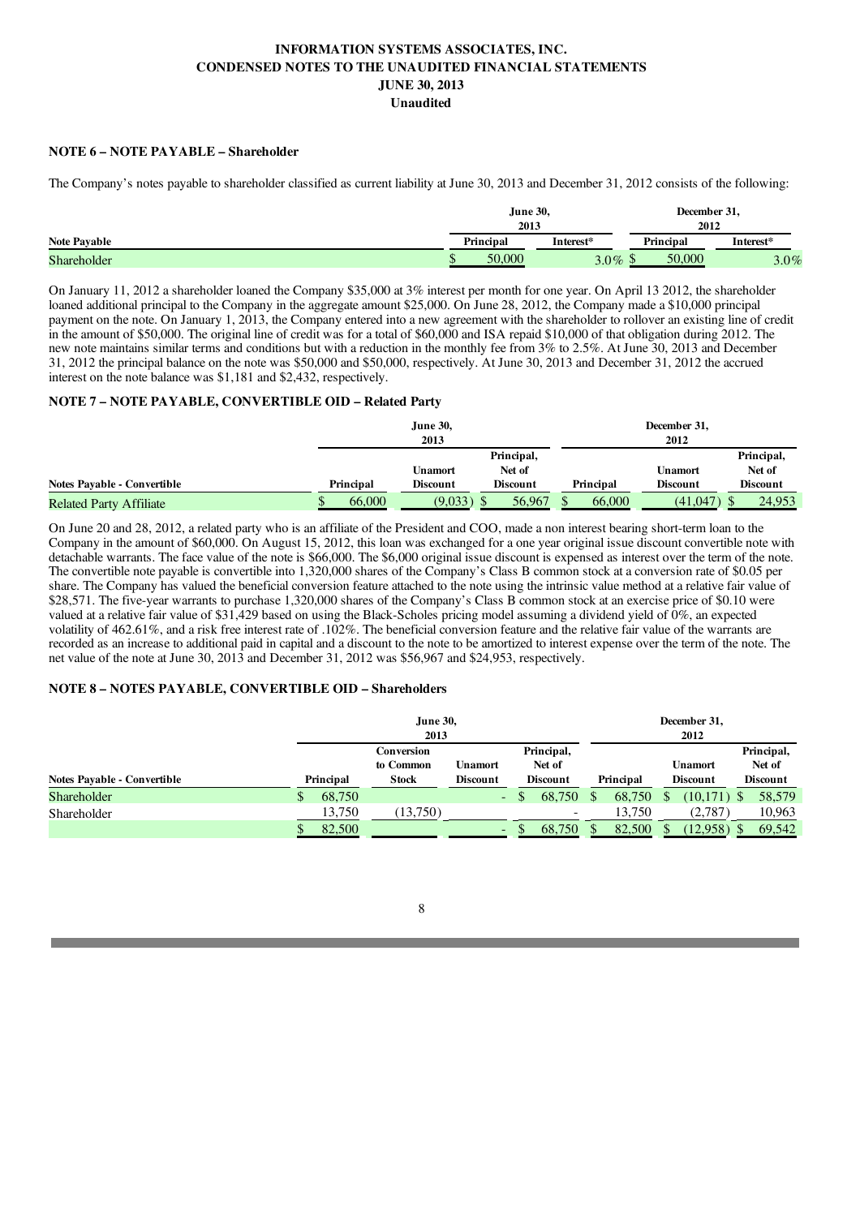**INFORMATION SYSTEMS ASSOCIATES, INC.**
**CONDENSED NOTES TO THE UNAUDITED FINANCIAL STATEMENTS**
**JUNE 30, 2013**
**Unaudited**

**NOTE 6 – NOTE PAYABLE – Shareholder**

The Company's notes payable to shareholder classified as current liability at June 30, 2013 and December 31, 2012 consists of the following:

| | June 30, 2013 | | December 31, 2012 | |
|---|---|---|---|---|
| **Note Payable** | **Principal** | **Interest*** | **Principal** | **Interest*** |
| Shareholder | $ 50,000 | 3.0% | $ 50,000 | 3.0% |

On January 11, 2012 a shareholder loaned the Company $35,000 at 3% interest per month for one year. On April 13 2012, the shareholder loaned additional principal to the Company in the aggregate amount $25,000. On June 28, 2012, the Company made a $10,000 principal payment on the note. On January 1, 2013, the Company entered into a new agreement with the shareholder to rollover an existing line of credit in the amount of $50,000. The original line of credit was for a total of $60,000 and ISA repaid $10,000 of that obligation during 2012. The new note maintains similar terms and conditions but with a reduction in the monthly fee from 3% to 2.5%. At June 30, 2013 and December 31, 2012 the principal balance on the note was $50,000 and $50,000, respectively. At June 30, 2013 and December 31, 2012 the accrued interest on the note balance was $1,181 and $2,432, respectively.

**NOTE 7 – NOTE PAYABLE, CONVERTIBLE OID – Related Party**

| | June 30, 2013 | | | December 31, 2012 | | |
|---|---|---|---|---|---|---|
| **Notes Payable - Convertible** | **Principal** | **Unamort Discount** | **Principal, Net of Discount** | **Principal** | **Unamort Discount** | **Principal, Net of Discount** |
| Related Party Affiliate | $ 66,000 | (9,033) | $ 56,967 | $ 66,000 | (41,047) | $ 24,953 |

On June 20 and 28, 2012, a related party who is an affiliate of the President and COO, made a non interest bearing short-term loan to the Company in the amount of $60,000. On August 15, 2012, this loan was exchanged for a one year original issue discount convertible note with detachable warrants. The face value of the note is $66,000. The $6,000 original issue discount is expensed as interest over the term of the note. The convertible note payable is convertible into 1,320,000 shares of the Company's Class B common stock at a conversion rate of $0.05 per share. The Company has valued the beneficial conversion feature attached to the note using the intrinsic value method at a relative fair value of $28,571. The five-year warrants to purchase 1,320,000 shares of the Company's Class B common stock at an exercise price of $0.10 were valued at a relative fair value of $31,429 based on using the Black-Scholes pricing model assuming a dividend yield of 0%, an expected volatility of 462.61%, and a risk free interest rate of .102%. The beneficial conversion feature and the relative fair value of the warrants are recorded as an increase to additional paid in capital and a discount to the note to be amortized to interest expense over the term of the note. The net value of the note at June 30, 2013 and December 31, 2012 was $56,967 and $24,953, respectively.

**NOTE 8 – NOTES PAYABLE, CONVERTIBLE OID – Shareholders**

| | June 30, 2013 | | | | December 31, 2012 | | |
|---|---|---|---|---|---|---|---|
| **Notes Payable - Convertible** | **Principal** | **Conversion to Common Stock** | **Unamort Discount** | **Principal, Net of Discount** | **Principal** | **Unamort Discount** | **Principal, Net of Discount** |
| Shareholder | $ 68,750 | | - | $ 68,750 | $ 68,750 | $ (10,171) | $ 58,579 |
| Shareholder | 13,750 | (13,750) | | - | 13,750 | (2,787) | 10,963 |
| | $ 82,500 | | - | $ 68,750 | $ 82,500 | $ (12,958) | $ 69,542 |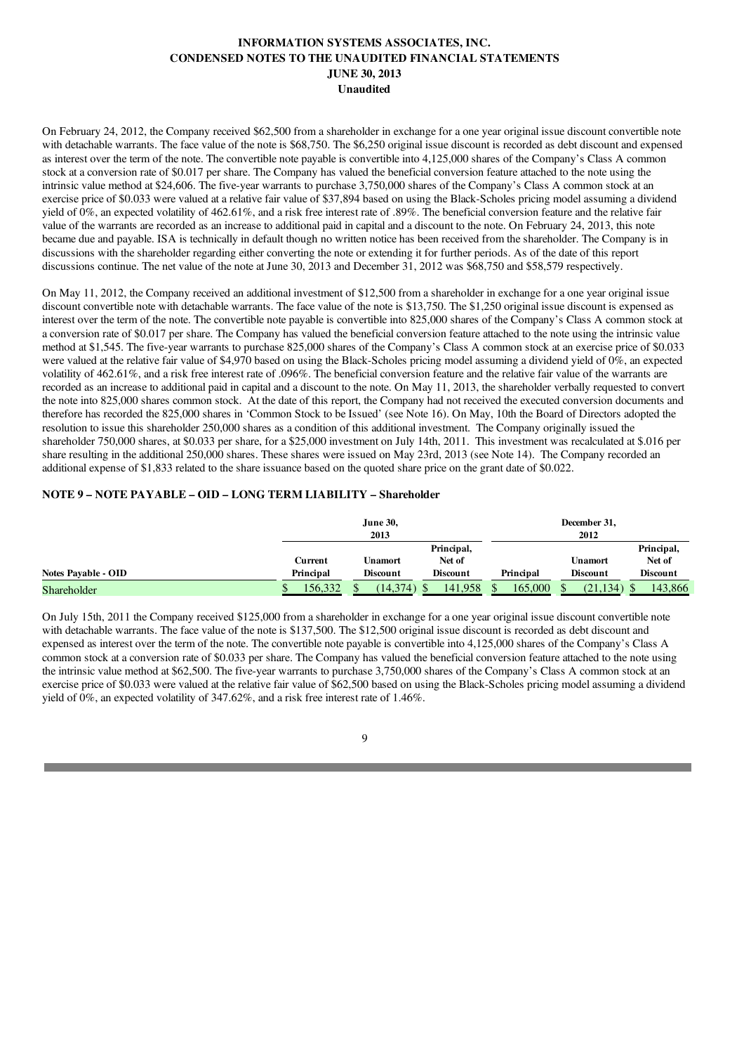INFORMATION SYSTEMS ASSOCIATES, INC.
CONDENSED NOTES TO THE UNAUDITED FINANCIAL STATEMENTS
JUNE 30, 2013
Unaudited

On February 24, 2012, the Company received $62,500 from a shareholder in exchange for a one year original issue discount convertible note with detachable warrants. The face value of the note is $68,750. The $6,250 original issue discount is recorded as debt discount and expensed as interest over the term of the note. The convertible note payable is convertible into 4,125,000 shares of the Company's Class A common stock at a conversion rate of $0.017 per share. The Company has valued the beneficial conversion feature attached to the note using the intrinsic value method at $24,606. The five-year warrants to purchase 3,750,000 shares of the Company's Class A common stock at an exercise price of $0.033 were valued at a relative fair value of $37,894 based on using the Black-Scholes pricing model assuming a dividend yield of 0%, an expected volatility of 462.61%, and a risk free interest rate of .89%. The beneficial conversion feature and the relative fair value of the warrants are recorded as an increase to additional paid in capital and a discount to the note. On February 24, 2013, this note became due and payable. ISA is technically in default though no written notice has been received from the shareholder. The Company is in discussions with the shareholder regarding either converting the note or extending it for further periods. As of the date of this report discussions continue. The net value of the note at June 30, 2013 and December 31, 2012 was $68,750 and $58,579 respectively.

On May 11, 2012, the Company received an additional investment of $12,500 from a shareholder in exchange for a one year original issue discount convertible note with detachable warrants. The face value of the note is $13,750. The $1,250 original issue discount is expensed as interest over the term of the note. The convertible note payable is convertible into 825,000 shares of the Company's Class A common stock at a conversion rate of $0.017 per share. The Company has valued the beneficial conversion feature attached to the note using the intrinsic value method at $1,545. The five-year warrants to purchase 825,000 shares of the Company's Class A common stock at an exercise price of $0.033 were valued at the relative fair value of $4,970 based on using the Black-Scholes pricing model assuming a dividend yield of 0%, an expected volatility of 462.61%, and a risk free interest rate of .096%. The beneficial conversion feature and the relative fair value of the warrants are recorded as an increase to additional paid in capital and a discount to the note. On May 11, 2013, the shareholder verbally requested to convert the note into 825,000 shares common stock. At the date of this report, the Company had not received the executed conversion documents and therefore has recorded the 825,000 shares in 'Common Stock to be Issued' (see Note 16). On May, 10th the Board of Directors adopted the resolution to issue this shareholder 250,000 shares as a condition of this additional investment. The Company originally issued the shareholder 750,000 shares, at $0.033 per share, for a $25,000 investment on July 14th, 2011. This investment was recalculated at $.016 per share resulting in the additional 250,000 shares. These shares were issued on May 23rd, 2013 (see Note 14). The Company recorded an additional expense of $1,833 related to the share issuance based on the quoted share price on the grant date of $0.022.

## NOTE 9 – NOTE PAYABLE – OID – LONG TERM LIABILITY – Shareholder

| | June 30, 2013 | | | December 31, 2012 | | |
|---|---|---|---|---|---|---|
| Notes Payable - OID | Current Principal | Unamort Discount | Principal, Net of Discount | Principal | Unamort Discount | Principal, Net of Discount |
| Shareholder | $ 156,332 | $ (14,374) | $ 141,958 | $ 165,000 | $ (21,134) | $ 143,866 |

On July 15th, 2011 the Company received $125,000 from a shareholder in exchange for a one year original issue discount convertible note with detachable warrants. The face value of the note is $137,500. The $12,500 original issue discount is recorded as debt discount and expensed as interest over the term of the note. The convertible note payable is convertible into 4,125,000 shares of the Company's Class A common stock at a conversion rate of $0.033 per share. The Company has valued the beneficial conversion feature attached to the note using the intrinsic value method at $62,500. The five-year warrants to purchase 3,750,000 shares of the Company's Class A common stock at an exercise price of $0.033 were valued at the relative fair value of $62,500 based on using the Black-Scholes pricing model assuming a dividend yield of 0%, an expected volatility of 347.62%, and a risk free interest rate of 1.46%.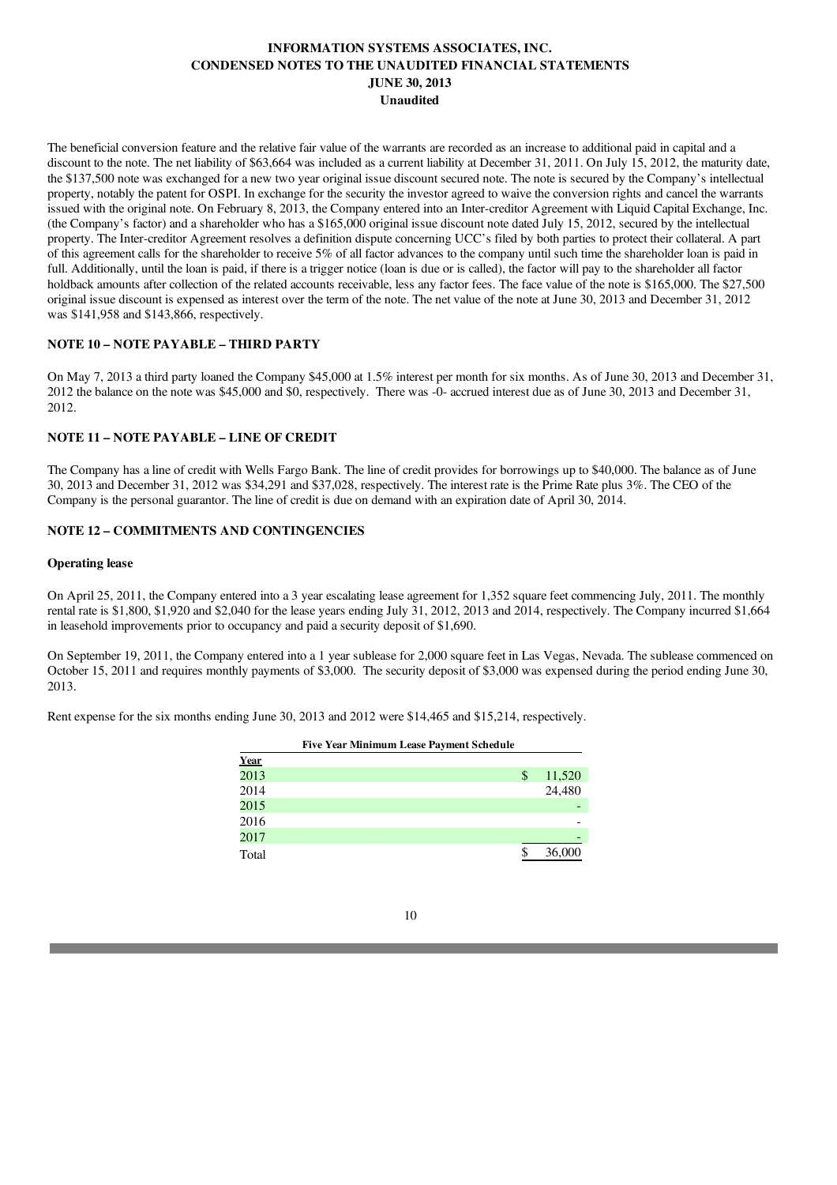The beneficial conversion feature and the relative fair value of the warrants are recorded as an increase to additional paid in capital and a discount to the note. The net liability of $63,664 was included as a current liability at December 31, 2011. On July 15, 2012, the maturity date, the $137,500 note was exchanged for a new two year original issue discount secured note. The note is secured by the Company's intellectual property, notably the patent for OSPI. In exchange for the security the investor agreed to waive the conversion rights and cancel the warrants issued with the original note. On February 8, 2013, the Company entered into an Inter-creditor Agreement with Liquid Capital Exchange, Inc. (the Company's factor) and a shareholder who has a $165,000 original issue discount note dated July 15, 2012, secured by the intellectual property. The Inter-creditor Agreement resolves a definition dispute concerning UCC's filed by both parties to protect their collateral. A part of this agreement calls for the shareholder to receive 5% of all factor advances to the company until such time the shareholder loan is paid in full. Additionally, until the loan is paid, if there is a trigger notice (loan is due or is called), the factor will pay to the shareholder all factor holdback amounts after collection of the related accounts receivable, less any factor fees. The face value of the note is $165,000. The $27,500 original issue discount is expensed as interest over the term of the note. The net value of the note at June 30, 2013 and December 31, 2012 was $141,958 and $143,866, respectively.

## NOTE 10 – NOTE PAYABLE – THIRD PARTY

On May 7, 2013 a third party loaned the Company $45,000 at 1.5% interest per month for six months. As of June 30, 2013 and December 31, 2012 the balance on the note was $45,000 and $0, respectively. There was -0- accrued interest due as of June 30, 2013 and December 31, 2012.

## NOTE 11 – NOTE PAYABLE – LINE OF CREDIT

The Company has a line of credit with Wells Fargo Bank. The line of credit provides for borrowings up to $40,000. The balance as of June 30, 2013 and December 31, 2012 was $34,291 and $37,028, respectively. The interest rate is the Prime Rate plus 3%. The CEO of the Company is the personal guarantor. The line of credit is due on demand with an expiration date of April 30, 2014.

## NOTE 12 – COMMITMENTS AND CONTINGENCIES

### Operating lease

On April 25, 2011, the Company entered into a 3 year escalating lease agreement for 1,352 square feet commencing July, 2011. The monthly rental rate is $1,800, $1,920 and $2,040 for the lease years ending July 31, 2012, 2013 and 2014, respectively. The Company incurred $1,664 in leasehold improvements prior to occupancy and paid a security deposit of $1,690.

On September 19, 2011, the Company entered into a 1 year sublease for 2,000 square feet in Las Vegas, Nevada. The sublease commenced on October 15, 2011 and requires monthly payments of $3,000. The security deposit of $3,000 was expensed during the period ending June 30, 2013.

Rent expense for the six months ending June 30, 2013 and 2012 were $14,465 and $15,214, respectively.

| Five Year Minimum Lease Payment Schedule | |
|---|---|
| **Year** | |
| 2013 | $ 11,520 |
| 2014 | 24,480 |
| 2015 | - |
| 2016 | - |
| 2017 | - |
| Total | $ 36,000 |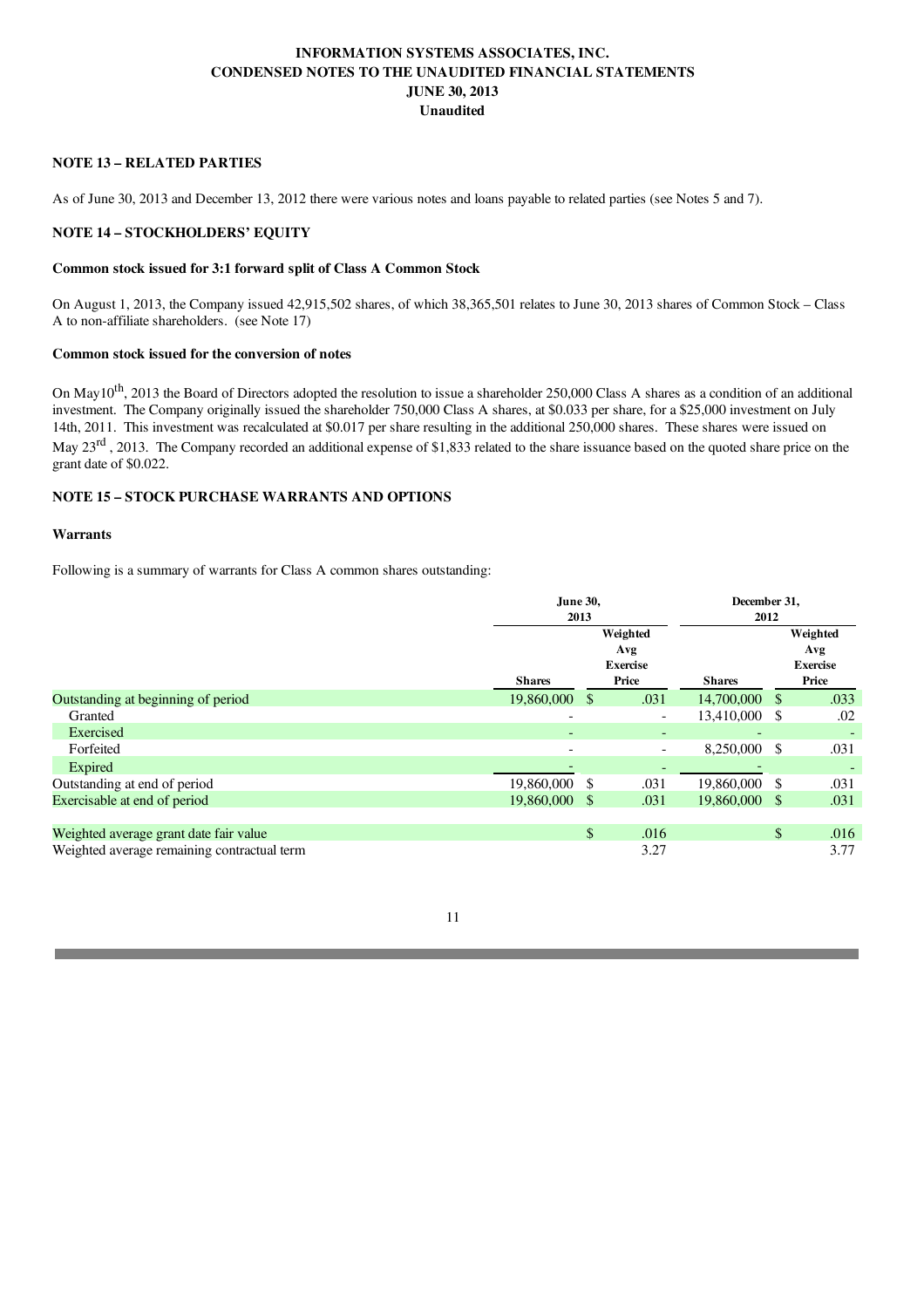INFORMATION SYSTEMS ASSOCIATES, INC.
CONDENSED NOTES TO THE UNAUDITED FINANCIAL STATEMENTS
JUNE 30, 2013
Unaudited

**NOTE 13 – RELATED PARTIES**

As of June 30, 2013 and December 13, 2012 there were various notes and loans payable to related parties (see Notes 5 and 7).

**NOTE 14 – STOCKHOLDERS' EQUITY**

**Common stock issued for 3:1 forward split of Class A Common Stock**

On August 1, 2013, the Company issued 42,915,502 shares, of which 38,365,501 relates to June 30, 2013 shares of Common Stock – Class A to non-affiliate shareholders. (see Note 17)

**Common stock issued for the conversion of notes**

On May10th, 2013 the Board of Directors adopted the resolution to issue a shareholder 250,000 Class A shares as a condition of an additional investment. The Company originally issued the shareholder 750,000 Class A shares, at $0.033 per share, for a $25,000 investment on July 14th, 2011. This investment was recalculated at $0.017 per share resulting in the additional 250,000 shares. These shares were issued on May 23rd , 2013. The Company recorded an additional expense of $1,833 related to the share issuance based on the quoted share price on the grant date of $0.022.

**NOTE 15 – STOCK PURCHASE WARRANTS AND OPTIONS**

**Warrants**

Following is a summary of warrants for Class A common shares outstanding:

| | June 30, 2013 | | December 31, 2012 | |
|---|---|---|---|---|
| | Shares | Weighted Avg Exercise Price | Shares | Weighted Avg Exercise Price |
| Outstanding at beginning of period | 19,860,000 | $ .031 | 14,700,000 | $ .033 |
| Granted | - | - | 13,410,000 | $ .02 |
| Exercised | - | - | - | - |
| Forfeited | - | - | 8,250,000 | $ .031 |
| Expired | - | - | - | - |
| Outstanding at end of period | 19,860,000 | $ .031 | 19,860,000 | $ .031 |
| Exercisable at end of period | 19,860,000 | $ .031 | 19,860,000 | $ .031 |
| | | | | |
| Weighted average grant date fair value | | $ .016 | | $ .016 |
| Weighted average remaining contractual term | | 3.27 | | 3.77 |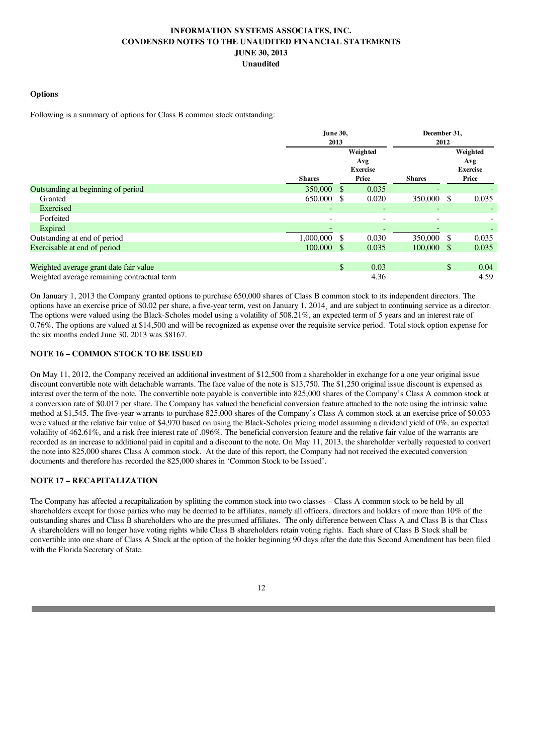### Options

Following is a summary of options for Class B common stock outstanding:

| | June 30, 2013 | | December 31, 2012 | |
|---|---|---|---|---|
| | Shares | Weighted Avg Exercise Price | Shares | Weighted Avg Exercise Price |
| Outstanding at beginning of period | 350,000 | $ 0.035 | - | - |
| Granted | 650,000 | $ 0.020 | 350,000 | $ 0.035 |
| Exercised | - | - | - | - |
| Forfeited | - | - | - | - |
| Expired | - | - | - | - |
| Outstanding at end of period | 1,000,000 | $ 0.030 | 350,000 | $ 0.035 |
| Exercisable at end of period | 100,000 | $ 0.035 | 100,000 | $ 0.035 |
| | | | | |
| Weighted average grant date fair value | | $ 0.03 | | $ 0.04 |
| Weighted average remaining contractual term | | 4.36 | | 4.59 |

On January 1, 2013 the Company granted options to purchase 650,000 shares of Class B common stock to its independent directors. The options have an exercise price of $0.02 per share, a five-year term, vest on January 1, 2014¸ and are subject to continuing service as a director. The options were valued using the Black-Scholes model using a volatility of 508.21%, an expected term of 5 years and an interest rate of 0.76%. The options are valued at $14,500 and will be recognized as expense over the requisite service period. Total stock option expense for the six months ended June 30, 2013 was $8167.

### NOTE 16 – COMMON STOCK TO BE ISSUED

On May 11, 2012, the Company received an additional investment of $12,500 from a shareholder in exchange for a one year original issue discount convertible note with detachable warrants. The face value of the note is $13,750. The $1,250 original issue discount is expensed as interest over the term of the note. The convertible note payable is convertible into 825,000 shares of the Company's Class A common stock at a conversion rate of $0.017 per share. The Company has valued the beneficial conversion feature attached to the note using the intrinsic value method at $1,545. The five-year warrants to purchase 825,000 shares of the Company's Class A common stock at an exercise price of $0.033 were valued at the relative fair value of $4,970 based on using the Black-Scholes pricing model assuming a dividend yield of 0%, an expected volatility of 462.61%, and a risk free interest rate of .096%. The beneficial conversion feature and the relative fair value of the warrants are recorded as an increase to additional paid in capital and a discount to the note. On May 11, 2013, the shareholder verbally requested to convert the note into 825,000 shares Class A common stock. At the date of this report, the Company had not received the executed conversion documents and therefore has recorded the 825,000 shares in 'Common Stock to be Issued'.

### NOTE 17 – RECAPITALIZATION

The Company has affected a recapitalization by splitting the common stock into two classes – Class A common stock to be held by all shareholders except for those parties who may be deemed to be affiliates, namely all officers, directors and holders of more than 10% of the outstanding shares and Class B shareholders who are the presumed affiliates. The only difference between Class A and Class B is that Class A shareholders will no longer have voting rights while Class B shareholders retain voting rights. Each share of Class B Stock shall be convertible into one share of Class A Stock at the option of the holder beginning 90 days after the date this Second Amendment has been filed with the Florida Secretary of State.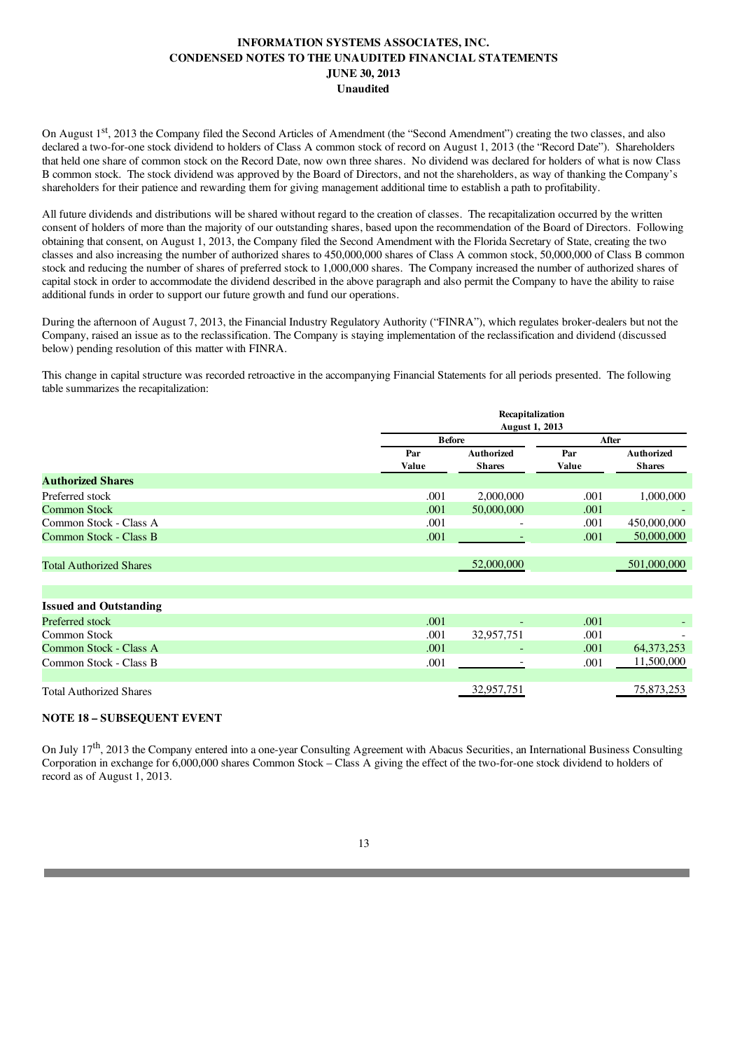**INFORMATION SYSTEMS ASSOCIATES, INC.**
**CONDENSED NOTES TO THE UNAUDITED FINANCIAL STATEMENTS**
**JUNE 30, 2013**
**Unaudited**

On August 1st, 2013 the Company filed the Second Articles of Amendment (the "Second Amendment") creating the two classes, and also declared a two-for-one stock dividend to holders of Class A common stock of record on August 1, 2013 (the "Record Date"). Shareholders that held one share of common stock on the Record Date, now own three shares. No dividend was declared for holders of what is now Class B common stock. The stock dividend was approved by the Board of Directors, and not the shareholders, as way of thanking the Company's shareholders for their patience and rewarding them for giving management additional time to establish a path to profitability.

All future dividends and distributions will be shared without regard to the creation of classes. The recapitalization occurred by the written consent of holders of more than the majority of our outstanding shares, based upon the recommendation of the Board of Directors. Following obtaining that consent, on August 1, 2013, the Company filed the Second Amendment with the Florida Secretary of State, creating the two classes and also increasing the number of authorized shares to 450,000,000 shares of Class A common stock, 50,000,000 of Class B common stock and reducing the number of shares of preferred stock to 1,000,000 shares. The Company increased the number of authorized shares of capital stock in order to accommodate the dividend described in the above paragraph and also permit the Company to have the ability to raise additional funds in order to support our future growth and fund our operations.

During the afternoon of August 7, 2013, the Financial Industry Regulatory Authority ("FINRA"), which regulates broker-dealers but not the Company, raised an issue as to the reclassification. The Company is staying implementation of the reclassification and dividend (discussed below) pending resolution of this matter with FINRA.

This change in capital structure was recorded retroactive in the accompanying Financial Statements for all periods presented. The following table summarizes the recapitalization:

| | Recapitalization August 1, 2013 | | | |
|---|---|---|---|---|
| | Before | | After | |
| | Par Value | Authorized Shares | Par Value | Authorized Shares |
| **Authorized Shares** | | | | |
| Preferred stock | .001 | 2,000,000 | .001 | 1,000,000 |
| Common Stock | .001 | 50,000,000 | .001 | - |
| Common Stock - Class A | .001 | - | .001 | 450,000,000 |
| Common Stock - Class B | .001 | - | .001 | 50,000,000 |
| Total Authorized Shares | | 52,000,000 | | 501,000,000 |
| **Issued and Outstanding** | | | | |
| Preferred stock | .001 | - | .001 | - |
| Common Stock | .001 | 32,957,751 | .001 | - |
| Common Stock - Class A | .001 | - | .001 | 64,373,253 |
| Common Stock - Class B | .001 | - | .001 | 11,500,000 |
| Total Authorized Shares | | 32,957,751 | | 75,873,253 |

**NOTE 18 – SUBSEQUENT EVENT**

On July 17th, 2013 the Company entered into a one-year Consulting Agreement with Abacus Securities, an International Business Consulting Corporation in exchange for 6,000,000 shares Common Stock – Class A giving the effect of the two-for-one stock dividend to holders of record as of August 1, 2013.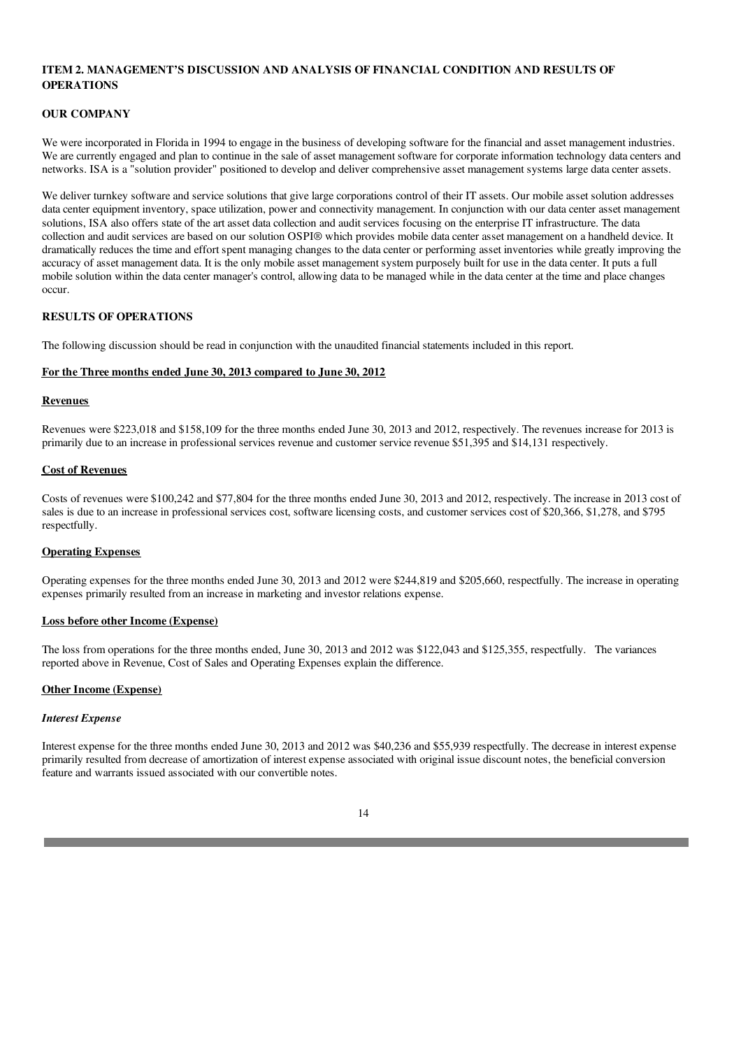## ITEM 2. MANAGEMENT'S DISCUSSION AND ANALYSIS OF FINANCIAL CONDITION AND RESULTS OF OPERATIONS

### OUR COMPANY

We were incorporated in Florida in 1994 to engage in the business of developing software for the financial and asset management industries. We are currently engaged and plan to continue in the sale of asset management software for corporate information technology data centers and networks. ISA is a "solution provider" positioned to develop and deliver comprehensive asset management systems large data center assets.

We deliver turnkey software and service solutions that give large corporations control of their IT assets. Our mobile asset solution addresses data center equipment inventory, space utilization, power and connectivity management. In conjunction with our data center asset management solutions, ISA also offers state of the art asset data collection and audit services focusing on the enterprise IT infrastructure. The data collection and audit services are based on our solution OSPI® which provides mobile data center asset management on a handheld device. It dramatically reduces the time and effort spent managing changes to the data center or performing asset inventories while greatly improving the accuracy of asset management data. It is the only mobile asset management system purposely built for use in the data center. It puts a full mobile solution within the data center manager's control, allowing data to be managed while in the data center at the time and place changes occur.

### RESULTS OF OPERATIONS

The following discussion should be read in conjunction with the unaudited financial statements included in this report.

**For the Three months ended June 30, 2013 compared to June 30, 2012**

**Revenues**

Revenues were $223,018 and $158,109 for the three months ended June 30, 2013 and 2012, respectively. The revenues increase for 2013 is primarily due to an increase in professional services revenue and customer service revenue $51,395 and $14,131 respectively.

**Cost of Revenues**

Costs of revenues were $100,242 and $77,804 for the three months ended June 30, 2013 and 2012, respectively. The increase in 2013 cost of sales is due to an increase in professional services cost, software licensing costs, and customer services cost of $20,366, $1,278, and $795 respectfully.

**Operating Expenses**

Operating expenses for the three months ended June 30, 2013 and 2012 were $244,819 and $205,660, respectfully. The increase in operating expenses primarily resulted from an increase in marketing and investor relations expense.

**Loss before other Income (Expense)**

The loss from operations for the three months ended, June 30, 2013 and 2012 was $122,043 and $125,355, respectfully. The variances reported above in Revenue, Cost of Sales and Operating Expenses explain the difference.

**Other Income (Expense)**

***Interest Expense***

Interest expense for the three months ended June 30, 2013 and 2012 was $40,236 and $55,939 respectfully. The decrease in interest expense primarily resulted from decrease of amortization of interest expense associated with original issue discount notes, the beneficial conversion feature and warrants issued associated with our convertible notes.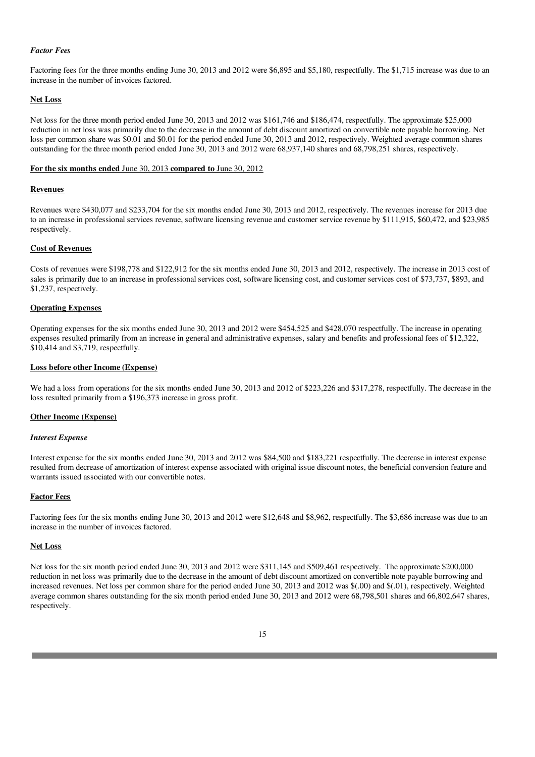*Factor Fees*

Factoring fees for the three months ending June 30, 2013 and 2012 were $6,895 and $5,180, respectfully. The $1,715 increase was due to an increase in the number of invoices factored.

**Net Loss**

Net loss for the three month period ended June 30, 2013 and 2012 was $161,746 and $186,474, respectfully. The approximate $25,000 reduction in net loss was primarily due to the decrease in the amount of debt discount amortized on convertible note payable borrowing. Net loss per common share was $0.01 and $0.01 for the period ended June 30, 2013 and 2012, respectively. Weighted average common shares outstanding for the three month period ended June 30, 2013 and 2012 were 68,937,140 shares and 68,798,251 shares, respectively.

**For the six months ended** June 30, 2013 **compared to** June 30, 2012

**Revenues**

Revenues were $430,077 and $233,704 for the six months ended June 30, 2013 and 2012, respectively. The revenues increase for 2013 due to an increase in professional services revenue, software licensing revenue and customer service revenue by $111,915, $60,472, and $23,985 respectively.

**Cost of Revenues**

Costs of revenues were $198,778 and $122,912 for the six months ended June 30, 2013 and 2012, respectively. The increase in 2013 cost of sales is primarily due to an increase in professional services cost, software licensing cost, and customer services cost of $73,737, $893, and $1,237, respectively.

**Operating Expenses**

Operating expenses for the six months ended June 30, 2013 and 2012 were $454,525 and $428,070 respectfully. The increase in operating expenses resulted primarily from an increase in general and administrative expenses, salary and benefits and professional fees of $12,322, $10,414 and $3,719, respectfully.

**Loss before other Income (Expense)**

We had a loss from operations for the six months ended June 30, 2013 and 2012 of $223,226 and $317,278, respectfully. The decrease in the loss resulted primarily from a $196,373 increase in gross profit.

**Other Income (Expense)**

*Interest Expense*

Interest expense for the six months ended June 30, 2013 and 2012 was $84,500 and $183,221 respectfully. The decrease in interest expense resulted from decrease of amortization of interest expense associated with original issue discount notes, the beneficial conversion feature and warrants issued associated with our convertible notes.

**Factor Fees**

Factoring fees for the six months ending June 30, 2013 and 2012 were $12,648 and $8,962, respectfully. The $3,686 increase was due to an increase in the number of invoices factored.

**Net Loss**

Net loss for the six month period ended June 30, 2013 and 2012 were $311,145 and $509,461 respectively. The approximate $200,000 reduction in net loss was primarily due to the decrease in the amount of debt discount amortized on convertible note payable borrowing and increased revenues. Net loss per common share for the period ended June 30, 2013 and 2012 was $(.00) and $(.01), respectively. Weighted average common shares outstanding for the six month period ended June 30, 2013 and 2012 were 68,798,501 shares and 66,802,647 shares, respectively.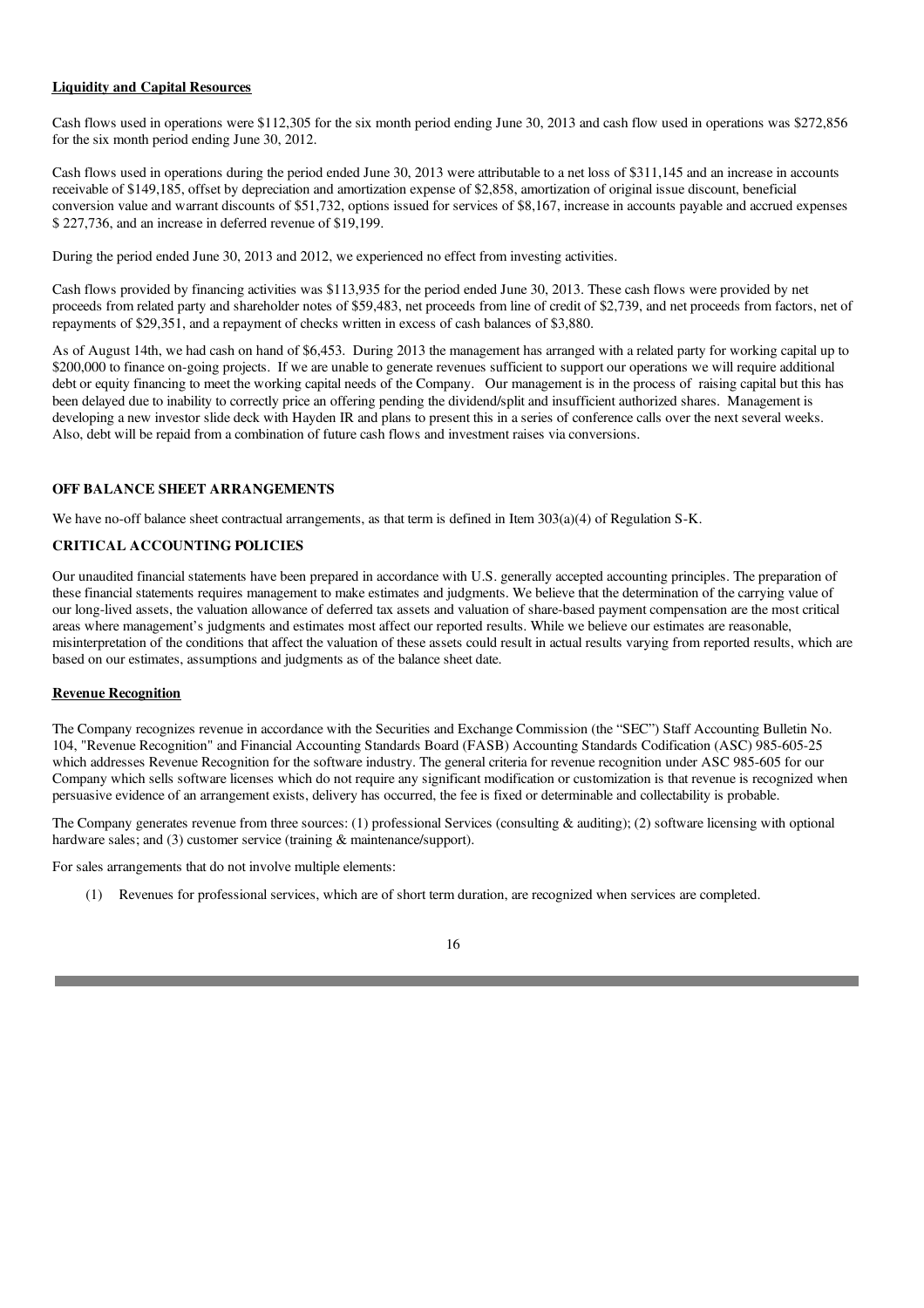**Liquidity and Capital Resources**

Cash flows used in operations were $112,305 for the six month period ending June 30, 2013 and cash flow used in operations was $272,856 for the six month period ending June 30, 2012.

Cash flows used in operations during the period ended June 30, 2013 were attributable to a net loss of $311,145 and an increase in accounts receivable of $149,185, offset by depreciation and amortization expense of $2,858, amortization of original issue discount, beneficial conversion value and warrant discounts of $51,732, options issued for services of $8,167, increase in accounts payable and accrued expenses $ 227,736, and an increase in deferred revenue of $19,199.

During the period ended June 30, 2013 and 2012, we experienced no effect from investing activities.

Cash flows provided by financing activities was $113,935 for the period ended June 30, 2013. These cash flows were provided by net proceeds from related party and shareholder notes of $59,483, net proceeds from line of credit of $2,739, and net proceeds from factors, net of repayments of $29,351, and a repayment of checks written in excess of cash balances of $3,880.

As of August 14th, we had cash on hand of $6,453. During 2013 the management has arranged with a related party for working capital up to $200,000 to finance on-going projects. If we are unable to generate revenues sufficient to support our operations we will require additional debt or equity financing to meet the working capital needs of the Company. Our management is in the process of raising capital but this has been delayed due to inability to correctly price an offering pending the dividend/split and insufficient authorized shares. Management is developing a new investor slide deck with Hayden IR and plans to present this in a series of conference calls over the next several weeks. Also, debt will be repaid from a combination of future cash flows and investment raises via conversions.

**OFF BALANCE SHEET ARRANGEMENTS**

We have no-off balance sheet contractual arrangements, as that term is defined in Item 303(a)(4) of Regulation S-K.

**CRITICAL ACCOUNTING POLICIES**

Our unaudited financial statements have been prepared in accordance with U.S. generally accepted accounting principles. The preparation of these financial statements requires management to make estimates and judgments. We believe that the determination of the carrying value of our long-lived assets, the valuation allowance of deferred tax assets and valuation of share-based payment compensation are the most critical areas where management's judgments and estimates most affect our reported results. While we believe our estimates are reasonable, misinterpretation of the conditions that affect the valuation of these assets could result in actual results varying from reported results, which are based on our estimates, assumptions and judgments as of the balance sheet date.

**Revenue Recognition**

The Company recognizes revenue in accordance with the Securities and Exchange Commission (the "SEC") Staff Accounting Bulletin No. 104, "Revenue Recognition" and Financial Accounting Standards Board (FASB) Accounting Standards Codification (ASC) 985-605-25 which addresses Revenue Recognition for the software industry. The general criteria for revenue recognition under ASC 985-605 for our Company which sells software licenses which do not require any significant modification or customization is that revenue is recognized when persuasive evidence of an arrangement exists, delivery has occurred, the fee is fixed or determinable and collectability is probable.

The Company generates revenue from three sources: (1) professional Services (consulting & auditing); (2) software licensing with optional hardware sales; and (3) customer service (training & maintenance/support).

For sales arrangements that do not involve multiple elements:

(1) Revenues for professional services, which are of short term duration, are recognized when services are completed.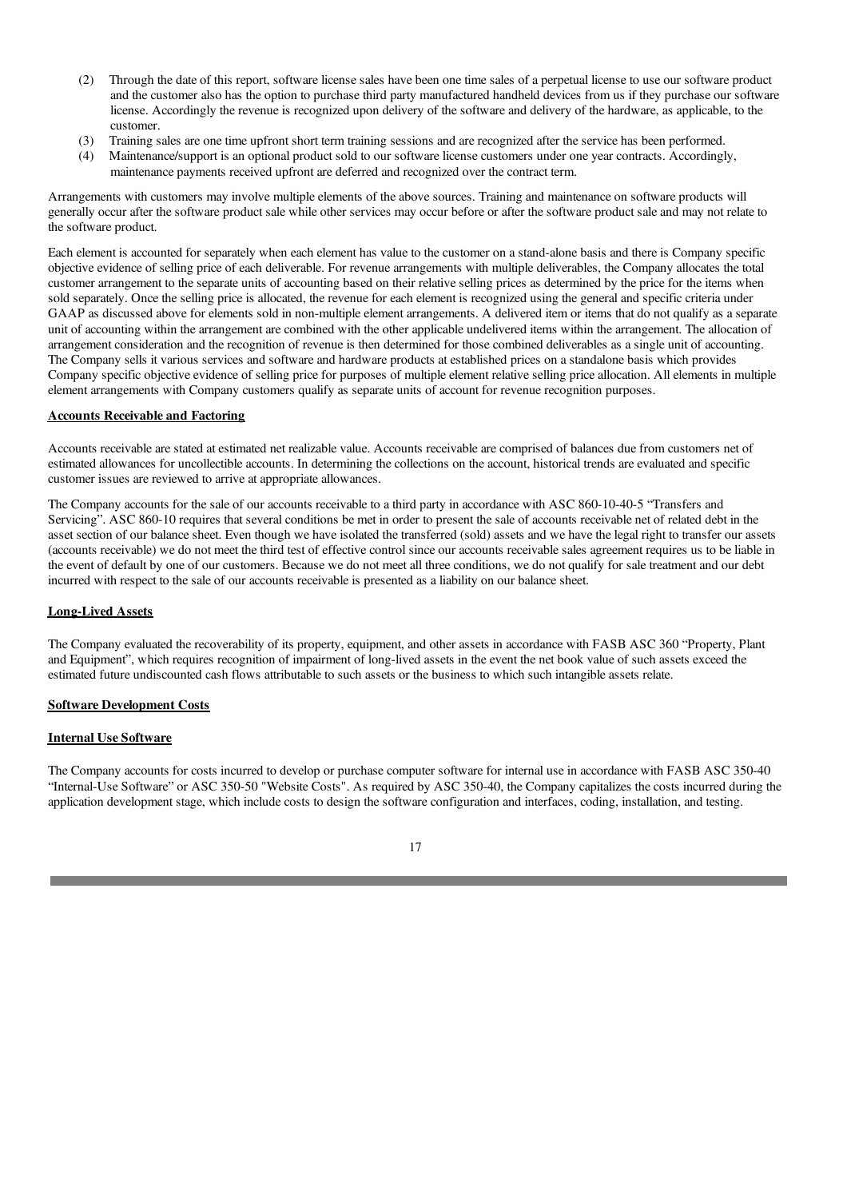(2) Through the date of this report, software license sales have been one time sales of a perpetual license to use our software product and the customer also has the option to purchase third party manufactured handheld devices from us if they purchase our software license. Accordingly the revenue is recognized upon delivery of the software and delivery of the hardware, as applicable, to the customer.

(3) Training sales are one time upfront short term training sessions and are recognized after the service has been performed.

(4) Maintenance/support is an optional product sold to our software license customers under one year contracts. Accordingly, maintenance payments received upfront are deferred and recognized over the contract term.

Arrangements with customers may involve multiple elements of the above sources. Training and maintenance on software products will generally occur after the software product sale while other services may occur before or after the software product sale and may not relate to the software product.

Each element is accounted for separately when each element has value to the customer on a stand-alone basis and there is Company specific objective evidence of selling price of each deliverable. For revenue arrangements with multiple deliverables, the Company allocates the total customer arrangement to the separate units of accounting based on their relative selling prices as determined by the price for the items when sold separately. Once the selling price is allocated, the revenue for each element is recognized using the general and specific criteria under GAAP as discussed above for elements sold in non-multiple element arrangements. A delivered item or items that do not qualify as a separate unit of accounting within the arrangement are combined with the other applicable undelivered items within the arrangement. The allocation of arrangement consideration and the recognition of revenue is then determined for those combined deliverables as a single unit of accounting. The Company sells it various services and software and hardware products at established prices on a standalone basis which provides Company specific objective evidence of selling price for purposes of multiple element relative selling price allocation. All elements in multiple element arrangements with Company customers qualify as separate units of account for revenue recognition purposes.

**Accounts Receivable and Factoring**

Accounts receivable are stated at estimated net realizable value. Accounts receivable are comprised of balances due from customers net of estimated allowances for uncollectible accounts. In determining the collections on the account, historical trends are evaluated and specific customer issues are reviewed to arrive at appropriate allowances.

The Company accounts for the sale of our accounts receivable to a third party in accordance with ASC 860-10-40-5 "Transfers and Servicing". ASC 860-10 requires that several conditions be met in order to present the sale of accounts receivable net of related debt in the asset section of our balance sheet. Even though we have isolated the transferred (sold) assets and we have the legal right to transfer our assets (accounts receivable) we do not meet the third test of effective control since our accounts receivable sales agreement requires us to be liable in the event of default by one of our customers. Because we do not meet all three conditions, we do not qualify for sale treatment and our debt incurred with respect to the sale of our accounts receivable is presented as a liability on our balance sheet.

**Long-Lived Assets**

The Company evaluated the recoverability of its property, equipment, and other assets in accordance with FASB ASC 360 "Property, Plant and Equipment", which requires recognition of impairment of long-lived assets in the event the net book value of such assets exceed the estimated future undiscounted cash flows attributable to such assets or the business to which such intangible assets relate.

**Software Development Costs**

**Internal Use Software**

The Company accounts for costs incurred to develop or purchase computer software for internal use in accordance with FASB ASC 350-40 "Internal-Use Software" or ASC 350-50 "Website Costs". As required by ASC 350-40, the Company capitalizes the costs incurred during the application development stage, which include costs to design the software configuration and interfaces, coding, installation, and testing.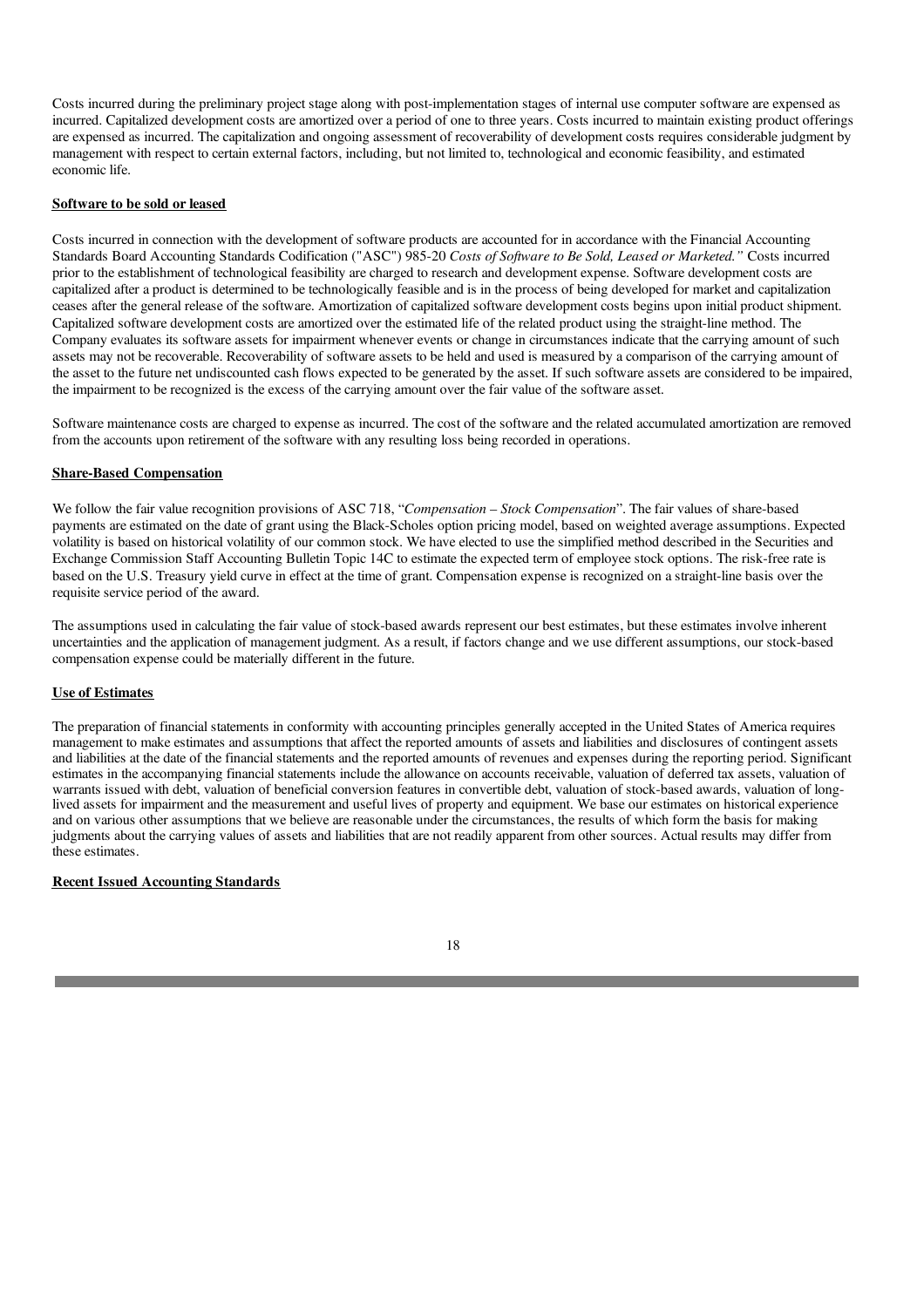Costs incurred during the preliminary project stage along with post-implementation stages of internal use computer software are expensed as incurred. Capitalized development costs are amortized over a period of one to three years. Costs incurred to maintain existing product offerings are expensed as incurred. The capitalization and ongoing assessment of recoverability of development costs requires considerable judgment by management with respect to certain external factors, including, but not limited to, technological and economic feasibility, and estimated economic life.

**Software to be sold or leased**

Costs incurred in connection with the development of software products are accounted for in accordance with the Financial Accounting Standards Board Accounting Standards Codification ("ASC") 985-20 *Costs of Software to Be Sold, Leased or Marketed."* Costs incurred prior to the establishment of technological feasibility are charged to research and development expense. Software development costs are capitalized after a product is determined to be technologically feasible and is in the process of being developed for market and capitalization ceases after the general release of the software. Amortization of capitalized software development costs begins upon initial product shipment. Capitalized software development costs are amortized over the estimated life of the related product using the straight-line method. The Company evaluates its software assets for impairment whenever events or change in circumstances indicate that the carrying amount of such assets may not be recoverable. Recoverability of software assets to be held and used is measured by a comparison of the carrying amount of the asset to the future net undiscounted cash flows expected to be generated by the asset. If such software assets are considered to be impaired, the impairment to be recognized is the excess of the carrying amount over the fair value of the software asset.

Software maintenance costs are charged to expense as incurred. The cost of the software and the related accumulated amortization are removed from the accounts upon retirement of the software with any resulting loss being recorded in operations.

**Share-Based Compensation**

We follow the fair value recognition provisions of ASC 718, "*Compensation – Stock Compensation*". The fair values of share-based payments are estimated on the date of grant using the Black-Scholes option pricing model, based on weighted average assumptions. Expected volatility is based on historical volatility of our common stock. We have elected to use the simplified method described in the Securities and Exchange Commission Staff Accounting Bulletin Topic 14C to estimate the expected term of employee stock options. The risk-free rate is based on the U.S. Treasury yield curve in effect at the time of grant. Compensation expense is recognized on a straight-line basis over the requisite service period of the award.

The assumptions used in calculating the fair value of stock-based awards represent our best estimates, but these estimates involve inherent uncertainties and the application of management judgment. As a result, if factors change and we use different assumptions, our stock-based compensation expense could be materially different in the future.

**Use of Estimates**

The preparation of financial statements in conformity with accounting principles generally accepted in the United States of America requires management to make estimates and assumptions that affect the reported amounts of assets and liabilities and disclosures of contingent assets and liabilities at the date of the financial statements and the reported amounts of revenues and expenses during the reporting period. Significant estimates in the accompanying financial statements include the allowance on accounts receivable, valuation of deferred tax assets, valuation of warrants issued with debt, valuation of beneficial conversion features in convertible debt, valuation of stock-based awards, valuation of long-lived assets for impairment and the measurement and useful lives of property and equipment. We base our estimates on historical experience and on various other assumptions that we believe are reasonable under the circumstances, the results of which form the basis for making judgments about the carrying values of assets and liabilities that are not readily apparent from other sources. Actual results may differ from these estimates.

**Recent Issued Accounting Standards**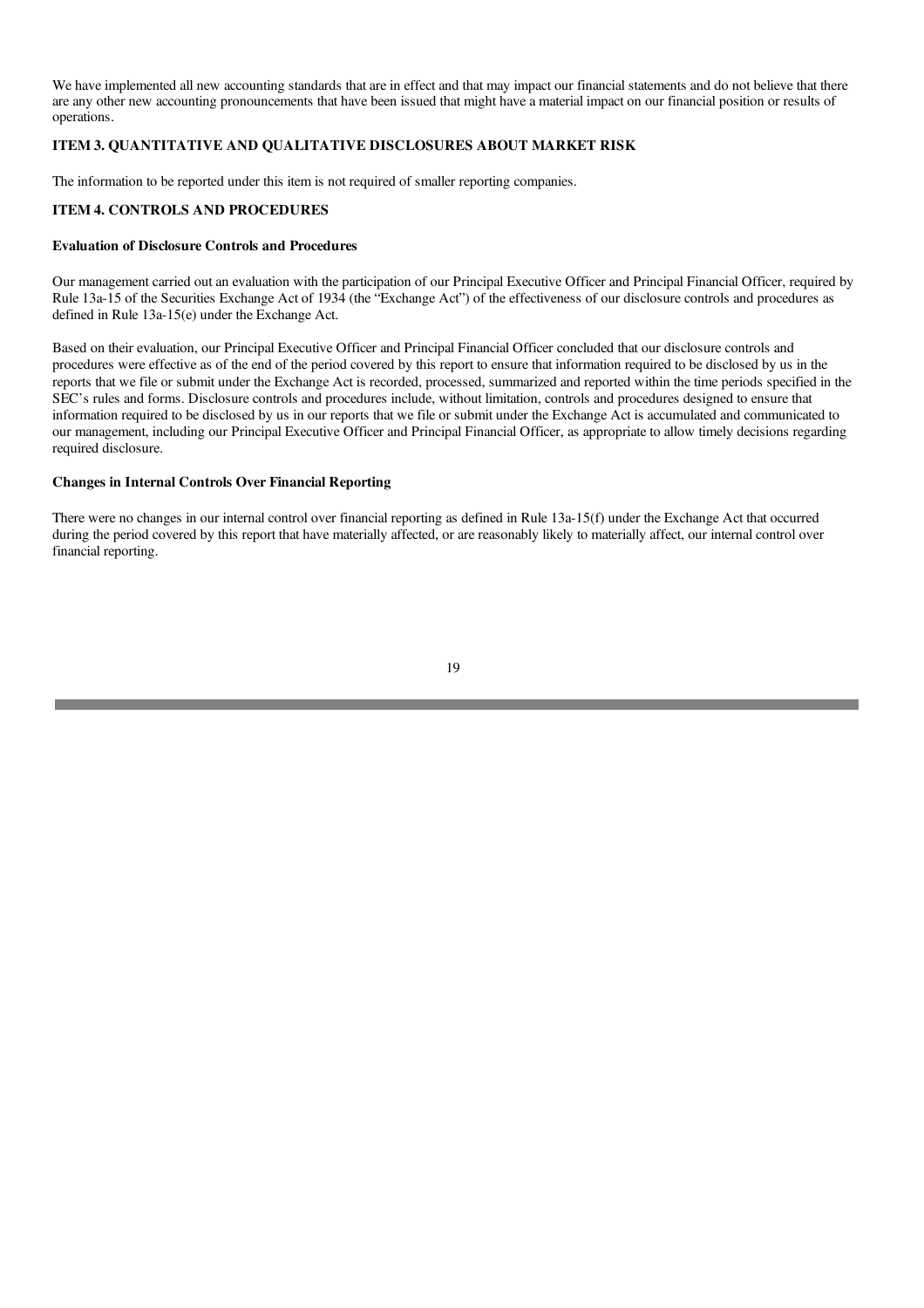We have implemented all new accounting standards that are in effect and that may impact our financial statements and do not believe that there are any other new accounting pronouncements that have been issued that might have a material impact on our financial position or results of operations.

## ITEM 3. QUANTITATIVE AND QUALITATIVE DISCLOSURES ABOUT MARKET RISK

The information to be reported under this item is not required of smaller reporting companies.

## ITEM 4. CONTROLS AND PROCEDURES

### Evaluation of Disclosure Controls and Procedures

Our management carried out an evaluation with the participation of our Principal Executive Officer and Principal Financial Officer, required by Rule 13a-15 of the Securities Exchange Act of 1934 (the "Exchange Act") of the effectiveness of our disclosure controls and procedures as defined in Rule 13a-15(e) under the Exchange Act.

Based on their evaluation, our Principal Executive Officer and Principal Financial Officer concluded that our disclosure controls and procedures were effective as of the end of the period covered by this report to ensure that information required to be disclosed by us in the reports that we file or submit under the Exchange Act is recorded, processed, summarized and reported within the time periods specified in the SEC's rules and forms. Disclosure controls and procedures include, without limitation, controls and procedures designed to ensure that information required to be disclosed by us in our reports that we file or submit under the Exchange Act is accumulated and communicated to our management, including our Principal Executive Officer and Principal Financial Officer, as appropriate to allow timely decisions regarding required disclosure.

### Changes in Internal Controls Over Financial Reporting

There were no changes in our internal control over financial reporting as defined in Rule 13a-15(f) under the Exchange Act that occurred during the period covered by this report that have materially affected, or are reasonably likely to materially affect, our internal control over financial reporting.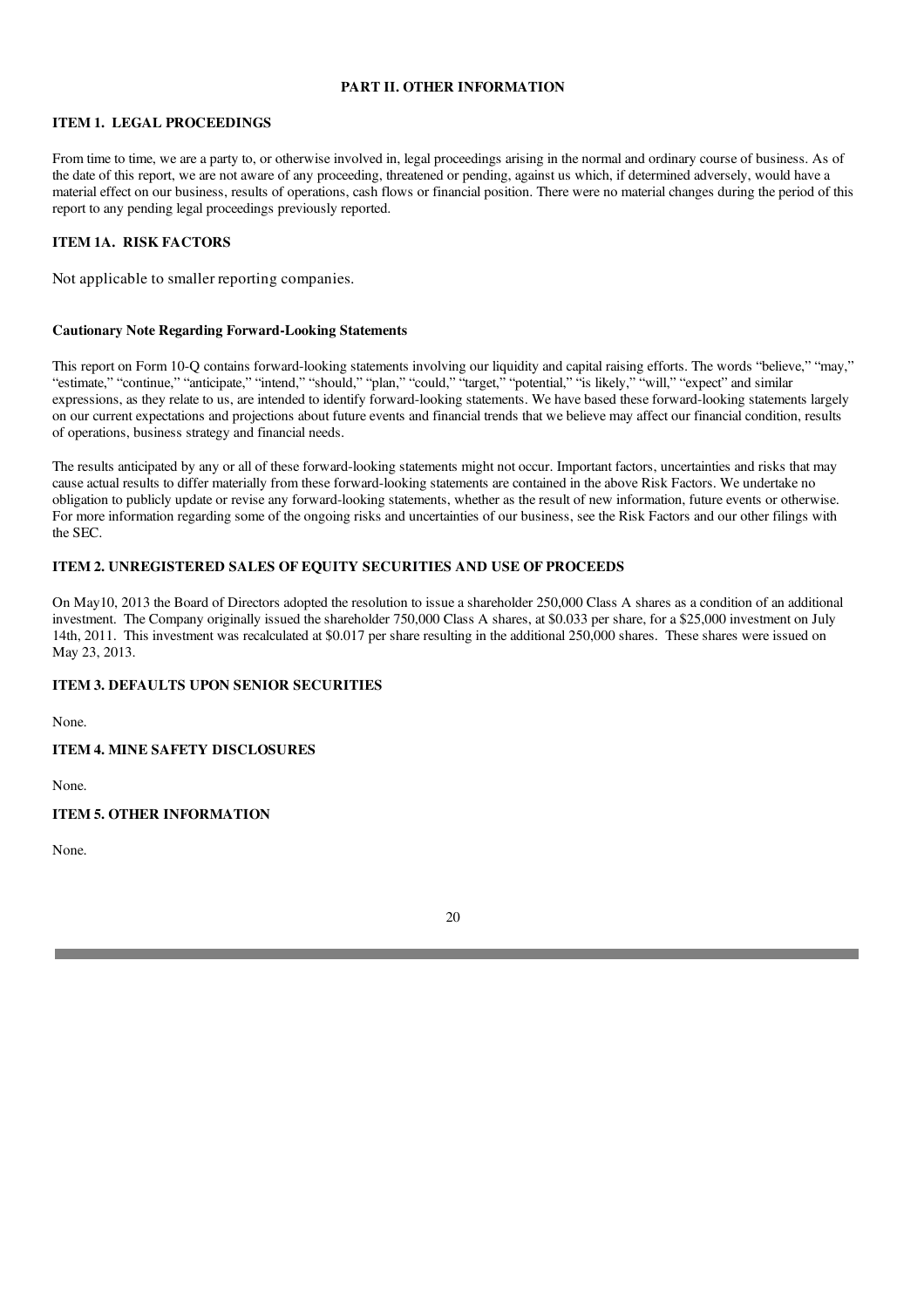## PART II. OTHER INFORMATION

### ITEM 1. LEGAL PROCEEDINGS

From time to time, we are a party to, or otherwise involved in, legal proceedings arising in the normal and ordinary course of business. As of the date of this report, we are not aware of any proceeding, threatened or pending, against us which, if determined adversely, would have a material effect on our business, results of operations, cash flows or financial position. There were no material changes during the period of this report to any pending legal proceedings previously reported.

### ITEM 1A. RISK FACTORS

Not applicable to smaller reporting companies.

**Cautionary Note Regarding Forward-Looking Statements**

This report on Form 10-Q contains forward-looking statements involving our liquidity and capital raising efforts. The words "believe," "may," "estimate," "continue," "anticipate," "intend," "should," "plan," "could," "target," "potential," "is likely," "will," "expect" and similar expressions, as they relate to us, are intended to identify forward-looking statements. We have based these forward-looking statements largely on our current expectations and projections about future events and financial trends that we believe may affect our financial condition, results of operations, business strategy and financial needs.

The results anticipated by any or all of these forward-looking statements might not occur. Important factors, uncertainties and risks that may cause actual results to differ materially from these forward-looking statements are contained in the above Risk Factors. We undertake no obligation to publicly update or revise any forward-looking statements, whether as the result of new information, future events or otherwise. For more information regarding some of the ongoing risks and uncertainties of our business, see the Risk Factors and our other filings with the SEC.

### ITEM 2. UNREGISTERED SALES OF EQUITY SECURITIES AND USE OF PROCEEDS

On May10, 2013 the Board of Directors adopted the resolution to issue a shareholder 250,000 Class A shares as a condition of an additional investment. The Company originally issued the shareholder 750,000 Class A shares, at $0.033 per share, for a $25,000 investment on July 14th, 2011. This investment was recalculated at $0.017 per share resulting in the additional 250,000 shares. These shares were issued on May 23, 2013.

### ITEM 3. DEFAULTS UPON SENIOR SECURITIES

None.

### ITEM 4. MINE SAFETY DISCLOSURES

None.

### ITEM 5. OTHER INFORMATION

None.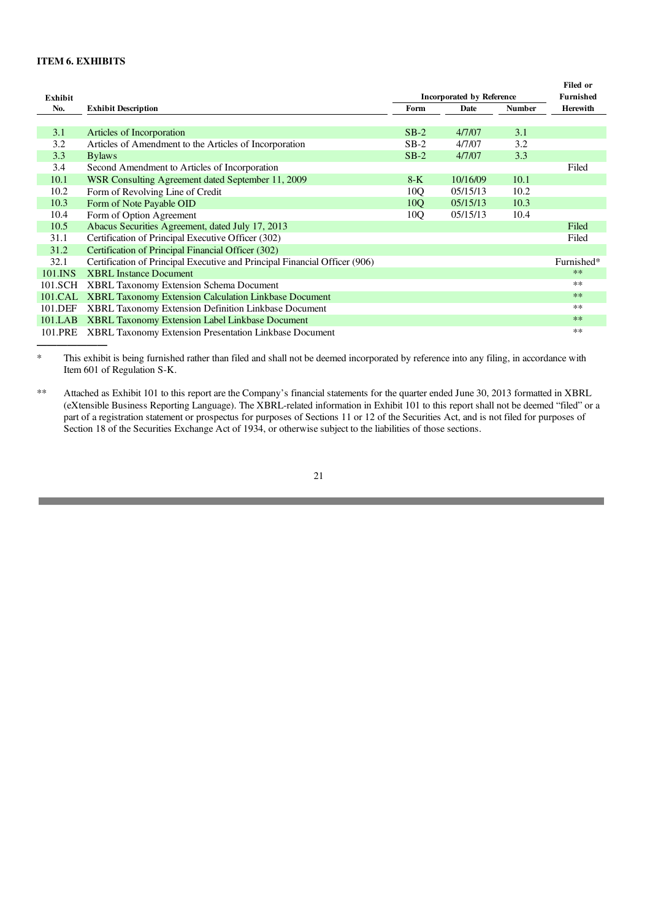**ITEM 6. EXHIBITS**

| Exhibit No. | Exhibit Description | Incorporated by Reference | | | Filed or Furnished Herewith |
|---|---|---|---|---|---|
| | | Form | Date | Number | |
| 3.1 | Articles of Incorporation | SB-2 | 4/7/07 | 3.1 | |
| 3.2 | Articles of Amendment to the Articles of Incorporation | SB-2 | 4/7/07 | 3.2 | |
| 3.3 | Bylaws | SB-2 | 4/7/07 | 3.3 | |
| 3.4 | Second Amendment to Articles of Incorporation | | | | Filed |
| 10.1 | WSR Consulting Agreement dated September 11, 2009 | 8-K | 10/16/09 | 10.1 | |
| 10.2 | Form of Revolving Line of Credit | 10Q | 05/15/13 | 10.2 | |
| 10.3 | Form of Note Payable OID | 10Q | 05/15/13 | 10.3 | |
| 10.4 | Form of Option Agreement | 10Q | 05/15/13 | 10.4 | |
| 10.5 | Abacus Securities Agreement, dated July 17, 2013 | | | | Filed |
| 31.1 | Certification of Principal Executive Officer (302) | | | | Filed |
| 31.2 | Certification of Principal Financial Officer (302) | | | | |
| 32.1 | Certification of Principal Executive and Principal Financial Officer (906) | | | | Furnished* |
| 101.INS | XBRL Instance Document | | | | ** |
| 101.SCH | XBRL Taxonomy Extension Schema Document | | | | ** |
| 101.CAL | XBRL Taxonomy Extension Calculation Linkbase Document | | | | ** |
| 101.DEF | XBRL Taxonomy Extension Definition Linkbase Document | | | | ** |
| 101.LAB | XBRL Taxonomy Extension Label Linkbase Document | | | | ** |
| 101.PRE | XBRL Taxonomy Extension Presentation Linkbase Document | | | | ** |

\* This exhibit is being furnished rather than filed and shall not be deemed incorporated by reference into any filing, in accordance with Item 601 of Regulation S-K.

** Attached as Exhibit 101 to this report are the Company's financial statements for the quarter ended June 30, 2013 formatted in XBRL (eXtensible Business Reporting Language). The XBRL-related information in Exhibit 101 to this report shall not be deemed "filed" or a part of a registration statement or prospectus for purposes of Sections 11 or 12 of the Securities Act, and is not filed for purposes of Section 18 of the Securities Exchange Act of 1934, or otherwise subject to the liabilities of those sections.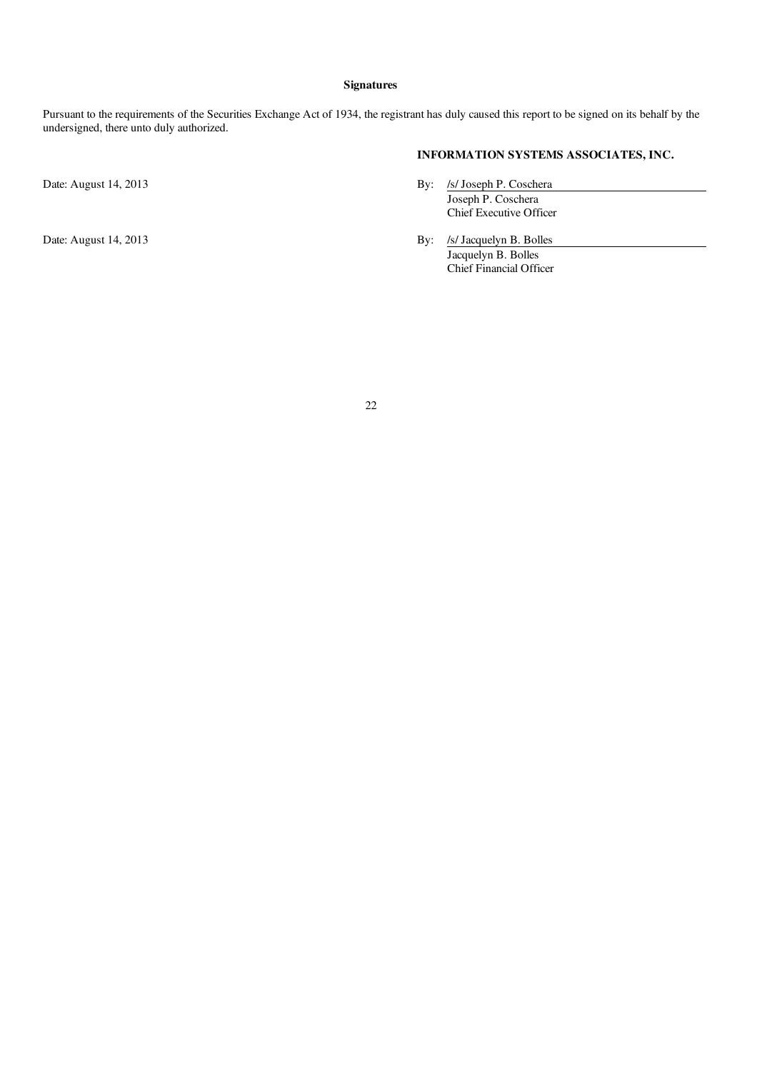## Signatures

Pursuant to the requirements of the Securities Exchange Act of 1934, the registrant has duly caused this report to be signed on its behalf by the undersigned, there unto duly authorized.

**INFORMATION SYSTEMS ASSOCIATES, INC.**

Date: August 14, 2013

By: /s/ Joseph P. Coschera
Joseph P. Coschera
Chief Executive Officer

Date: August 14, 2013

By: /s/ Jacquelyn B. Bolles
Jacquelyn B. Bolles
Chief Financial Officer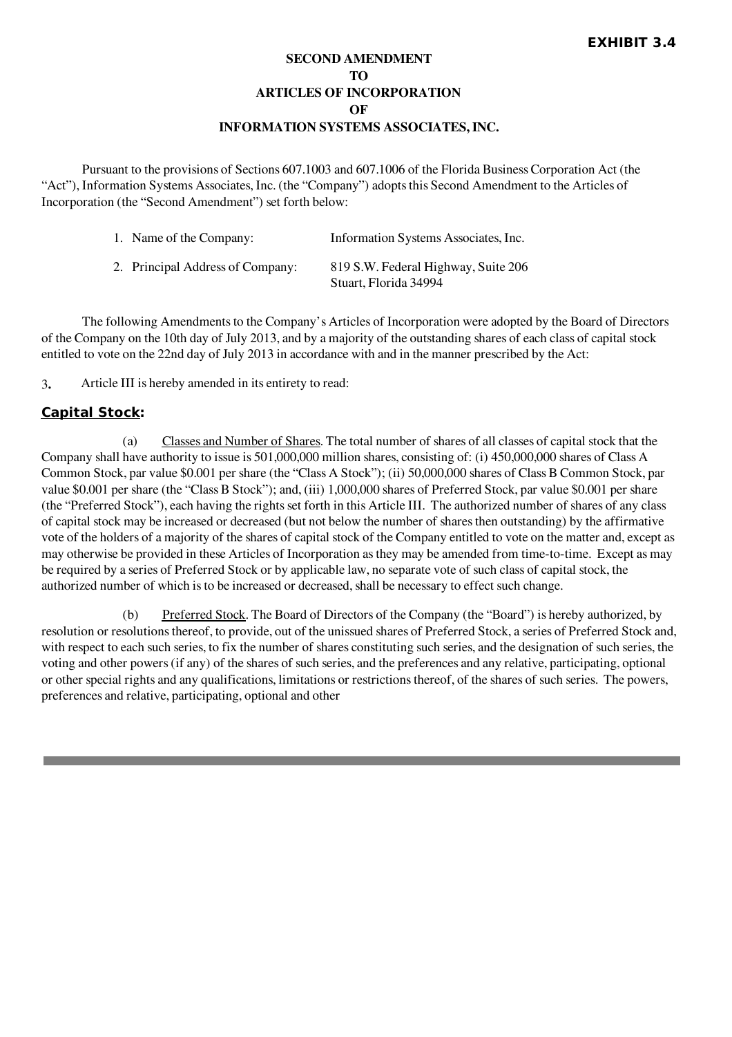**EXHIBIT 3.4**

**SECOND AMENDMENT**
**TO**
**ARTICLES OF INCORPORATION**
**OF**
**INFORMATION SYSTEMS ASSOCIATES, INC.**

Pursuant to the provisions of Sections 607.1003 and 607.1006 of the Florida Business Corporation Act (the "Act"), Information Systems Associates, Inc. (the "Company") adopts this Second Amendment to the Articles of Incorporation (the "Second Amendment") set forth below:

| | |
|---|---|
| 1. Name of the Company: | Information Systems Associates, Inc. |
| 2. Principal Address of Company: | 819 S.W. Federal Highway, Suite 206<br>Stuart, Florida 34994 |

The following Amendments to the Company's Articles of Incorporation were adopted by the Board of Directors of the Company on the 10th day of July 2013, and by a majority of the outstanding shares of each class of capital stock entitled to vote on the 22nd day of July 2013 in accordance with and in the manner prescribed by the Act:

3. Article III is hereby amended in its entirety to read:

**Capital Stock:**

(a) Classes and Number of Shares. The total number of shares of all classes of capital stock that the Company shall have authority to issue is 501,000,000 million shares, consisting of: (i) 450,000,000 shares of Class A Common Stock, par value $0.001 per share (the "Class A Stock"); (ii) 50,000,000 shares of Class B Common Stock, par value $0.001 per share (the "Class B Stock"); and, (iii) 1,000,000 shares of Preferred Stock, par value $0.001 per share (the "Preferred Stock"), each having the rights set forth in this Article III. The authorized number of shares of any class of capital stock may be increased or decreased (but not below the number of shares then outstanding) by the affirmative vote of the holders of a majority of the shares of capital stock of the Company entitled to vote on the matter and, except as may otherwise be provided in these Articles of Incorporation as they may be amended from time-to-time. Except as may be required by a series of Preferred Stock or by applicable law, no separate vote of such class of capital stock, the authorized number of which is to be increased or decreased, shall be necessary to effect such change.

(b) Preferred Stock. The Board of Directors of the Company (the "Board") is hereby authorized, by resolution or resolutions thereof, to provide, out of the unissued shares of Preferred Stock, a series of Preferred Stock and, with respect to each such series, to fix the number of shares constituting such series, and the designation of such series, the voting and other powers (if any) of the shares of such series, and the preferences and any relative, participating, optional or other special rights and any qualifications, limitations or restrictions thereof, of the shares of such series. The powers, preferences and relative, participating, optional and other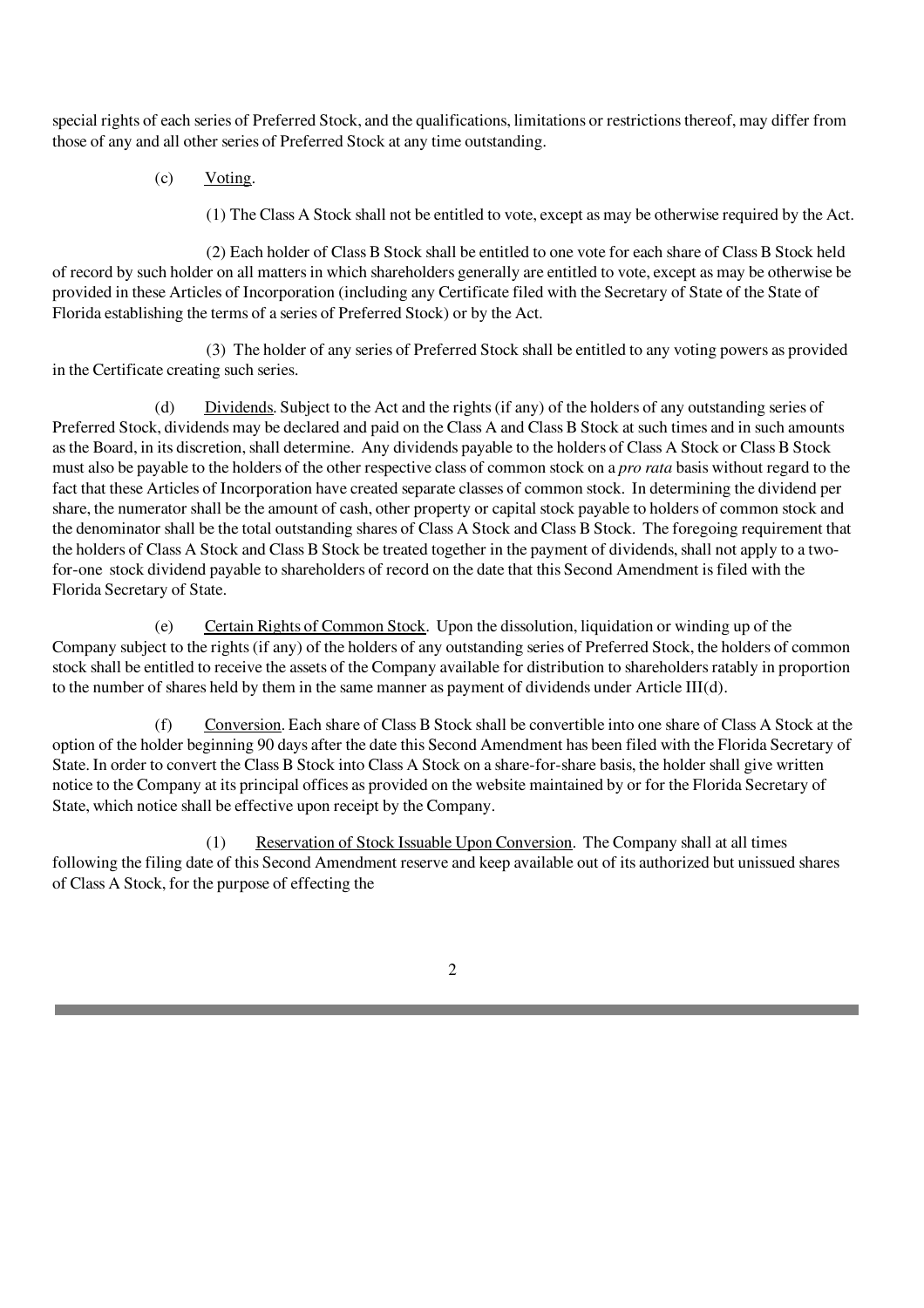special rights of each series of Preferred Stock, and the qualifications, limitations or restrictions thereof, may differ from those of any and all other series of Preferred Stock at any time outstanding.

(c) Voting.

(1) The Class A Stock shall not be entitled to vote, except as may be otherwise required by the Act.

(2) Each holder of Class B Stock shall be entitled to one vote for each share of Class B Stock held of record by such holder on all matters in which shareholders generally are entitled to vote, except as may be otherwise be provided in these Articles of Incorporation (including any Certificate filed with the Secretary of State of the State of Florida establishing the terms of a series of Preferred Stock) or by the Act.

(3) The holder of any series of Preferred Stock shall be entitled to any voting powers as provided in the Certificate creating such series.

(d) Dividends. Subject to the Act and the rights (if any) of the holders of any outstanding series of Preferred Stock, dividends may be declared and paid on the Class A and Class B Stock at such times and in such amounts as the Board, in its discretion, shall determine. Any dividends payable to the holders of Class A Stock or Class B Stock must also be payable to the holders of the other respective class of common stock on a *pro rata* basis without regard to the fact that these Articles of Incorporation have created separate classes of common stock. In determining the dividend per share, the numerator shall be the amount of cash, other property or capital stock payable to holders of common stock and the denominator shall be the total outstanding shares of Class A Stock and Class B Stock. The foregoing requirement that the holders of Class A Stock and Class B Stock be treated together in the payment of dividends, shall not apply to a two-for-one stock dividend payable to shareholders of record on the date that this Second Amendment is filed with the Florida Secretary of State.

(e) Certain Rights of Common Stock. Upon the dissolution, liquidation or winding up of the Company subject to the rights (if any) of the holders of any outstanding series of Preferred Stock, the holders of common stock shall be entitled to receive the assets of the Company available for distribution to shareholders ratably in proportion to the number of shares held by them in the same manner as payment of dividends under Article III(d).

(f) Conversion. Each share of Class B Stock shall be convertible into one share of Class A Stock at the option of the holder beginning 90 days after the date this Second Amendment has been filed with the Florida Secretary of State. In order to convert the Class B Stock into Class A Stock on a share-for-share basis, the holder shall give written notice to the Company at its principal offices as provided on the website maintained by or for the Florida Secretary of State, which notice shall be effective upon receipt by the Company.

(1) Reservation of Stock Issuable Upon Conversion. The Company shall at all times following the filing date of this Second Amendment reserve and keep available out of its authorized but unissued shares of Class A Stock, for the purpose of effecting the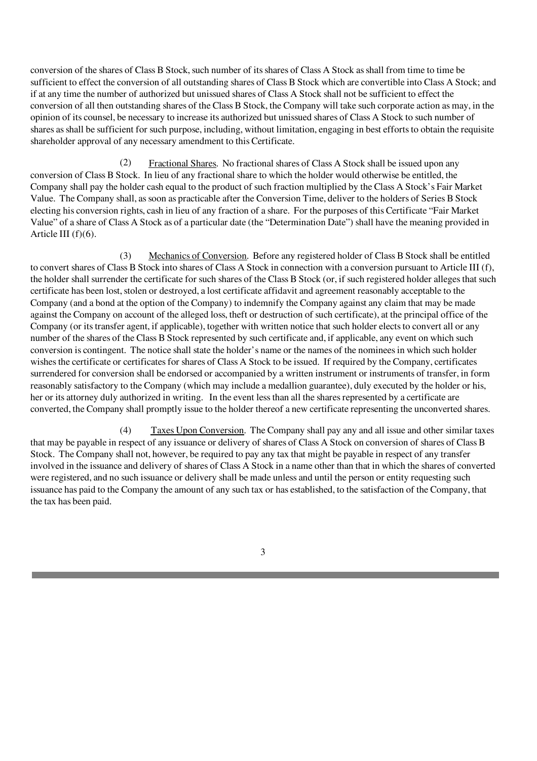conversion of the shares of Class B Stock, such number of its shares of Class A Stock as shall from time to time be sufficient to effect the conversion of all outstanding shares of Class B Stock which are convertible into Class A Stock; and if at any time the number of authorized but unissued shares of Class A Stock shall not be sufficient to effect the conversion of all then outstanding shares of the Class B Stock, the Company will take such corporate action as may, in the opinion of its counsel, be necessary to increase its authorized but unissued shares of Class A Stock to such number of shares as shall be sufficient for such purpose, including, without limitation, engaging in best efforts to obtain the requisite shareholder approval of any necessary amendment to this Certificate.

(2) Fractional Shares. No fractional shares of Class A Stock shall be issued upon any conversion of Class B Stock. In lieu of any fractional share to which the holder would otherwise be entitled, the Company shall pay the holder cash equal to the product of such fraction multiplied by the Class A Stock's Fair Market Value. The Company shall, as soon as practicable after the Conversion Time, deliver to the holders of Series B Stock electing his conversion rights, cash in lieu of any fraction of a share. For the purposes of this Certificate "Fair Market Value" of a share of Class A Stock as of a particular date (the "Determination Date") shall have the meaning provided in Article III (f)(6).

(3) Mechanics of Conversion. Before any registered holder of Class B Stock shall be entitled to convert shares of Class B Stock into shares of Class A Stock in connection with a conversion pursuant to Article III (f), the holder shall surrender the certificate for such shares of the Class B Stock (or, if such registered holder alleges that such certificate has been lost, stolen or destroyed, a lost certificate affidavit and agreement reasonably acceptable to the Company (and a bond at the option of the Company) to indemnify the Company against any claim that may be made against the Company on account of the alleged loss, theft or destruction of such certificate), at the principal office of the Company (or its transfer agent, if applicable), together with written notice that such holder elects to convert all or any number of the shares of the Class B Stock represented by such certificate and, if applicable, any event on which such conversion is contingent. The notice shall state the holder's name or the names of the nominees in which such holder wishes the certificate or certificates for shares of Class A Stock to be issued. If required by the Company, certificates surrendered for conversion shall be endorsed or accompanied by a written instrument or instruments of transfer, in form reasonably satisfactory to the Company (which may include a medallion guarantee), duly executed by the holder or his, her or its attorney duly authorized in writing. In the event less than all the shares represented by a certificate are converted, the Company shall promptly issue to the holder thereof a new certificate representing the unconverted shares.

(4) Taxes Upon Conversion. The Company shall pay any and all issue and other similar taxes that may be payable in respect of any issuance or delivery of shares of Class A Stock on conversion of shares of Class B Stock. The Company shall not, however, be required to pay any tax that might be payable in respect of any transfer involved in the issuance and delivery of shares of Class A Stock in a name other than that in which the shares of converted were registered, and no such issuance or delivery shall be made unless and until the person or entity requesting such issuance has paid to the Company the amount of any such tax or has established, to the satisfaction of the Company, that the tax has been paid.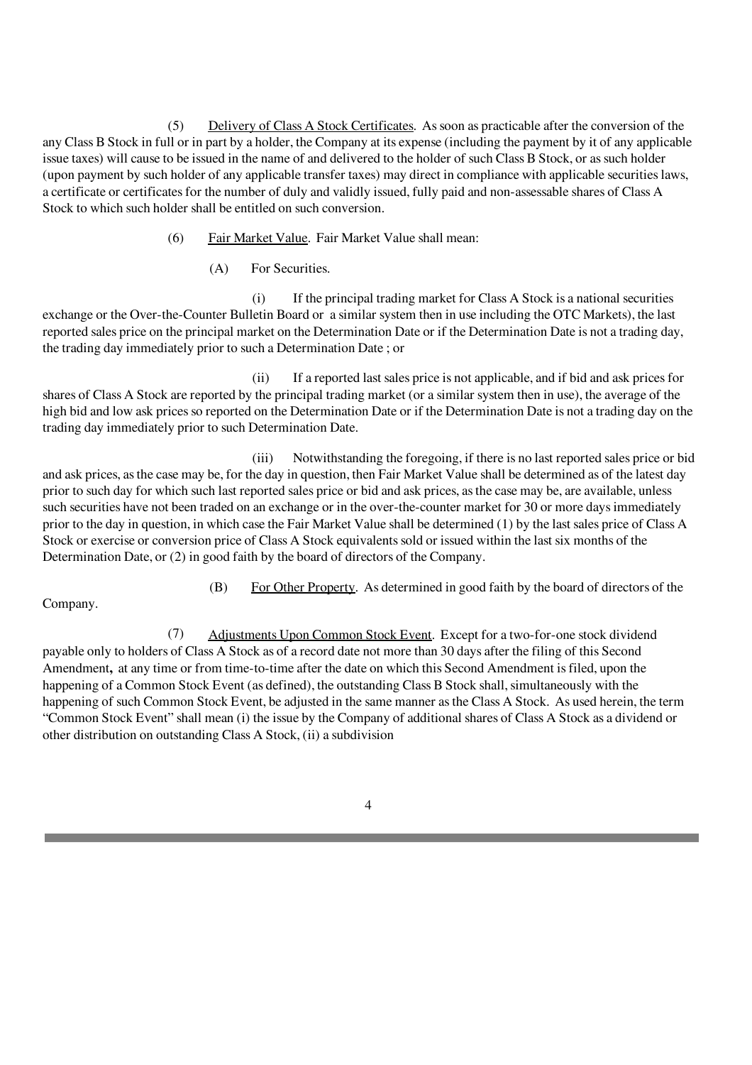(5) <u>Delivery of Class A Stock Certificates</u>. As soon as practicable after the conversion of the any Class B Stock in full or in part by a holder, the Company at its expense (including the payment by it of any applicable issue taxes) will cause to be issued in the name of and delivered to the holder of such Class B Stock, or as such holder (upon payment by such holder of any applicable transfer taxes) may direct in compliance with applicable securities laws, a certificate or certificates for the number of duly and validly issued, fully paid and non-assessable shares of Class A Stock to which such holder shall be entitled on such conversion.

(6) <u>Fair Market Value</u>. Fair Market Value shall mean:

(A) For Securities.

(i) If the principal trading market for Class A Stock is a national securities exchange or the Over-the-Counter Bulletin Board or a similar system then in use including the OTC Markets), the last reported sales price on the principal market on the Determination Date or if the Determination Date is not a trading day, the trading day immediately prior to such a Determination Date ; or

(ii) If a reported last sales price is not applicable, and if bid and ask prices for shares of Class A Stock are reported by the principal trading market (or a similar system then in use), the average of the high bid and low ask prices so reported on the Determination Date or if the Determination Date is not a trading day on the trading day immediately prior to such Determination Date.

(iii) Notwithstanding the foregoing, if there is no last reported sales price or bid and ask prices, as the case may be, for the day in question, then Fair Market Value shall be determined as of the latest day prior to such day for which such last reported sales price or bid and ask prices, as the case may be, are available, unless such securities have not been traded on an exchange or in the over-the-counter market for 30 or more days immediately prior to the day in question, in which case the Fair Market Value shall be determined (1) by the last sales price of Class A Stock or exercise or conversion price of Class A Stock equivalents sold or issued within the last six months of the Determination Date, or (2) in good faith by the board of directors of the Company.

(B) <u>For Other Property</u>. As determined in good faith by the board of directors of the Company.

(7) <u>Adjustments Upon Common Stock Event</u>. Except for a two-for-one stock dividend payable only to holders of Class A Stock as of a record date not more than 30 days after the filing of this Second Amendment**,** at any time or from time-to-time after the date on which this Second Amendment is filed, upon the happening of a Common Stock Event (as defined), the outstanding Class B Stock shall, simultaneously with the happening of such Common Stock Event, be adjusted in the same manner as the Class A Stock. As used herein, the term "Common Stock Event" shall mean (i) the issue by the Company of additional shares of Class A Stock as a dividend or other distribution on outstanding Class A Stock, (ii) a subdivision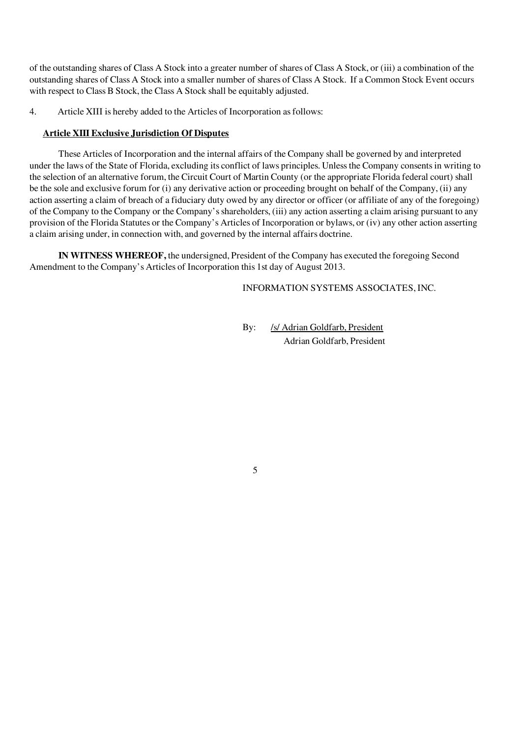of the outstanding shares of Class A Stock into a greater number of shares of Class A Stock, or (iii) a combination of the outstanding shares of Class A Stock into a smaller number of shares of Class A Stock. If a Common Stock Event occurs with respect to Class B Stock, the Class A Stock shall be equitably adjusted.

4. Article XIII is hereby added to the Articles of Incorporation as follows:

**Article XIII Exclusive Jurisdiction Of Disputes**

These Articles of Incorporation and the internal affairs of the Company shall be governed by and interpreted under the laws of the State of Florida, excluding its conflict of laws principles. Unless the Company consents in writing to the selection of an alternative forum, the Circuit Court of Martin County (or the appropriate Florida federal court) shall be the sole and exclusive forum for (i) any derivative action or proceeding brought on behalf of the Company, (ii) any action asserting a claim of breach of a fiduciary duty owed by any director or officer (or affiliate of any of the foregoing) of the Company to the Company or the Company's shareholders, (iii) any action asserting a claim arising pursuant to any provision of the Florida Statutes or the Company's Articles of Incorporation or bylaws, or (iv) any other action asserting a claim arising under, in connection with, and governed by the internal affairs doctrine.

**IN WITNESS WHEREOF,** the undersigned, President of the Company has executed the foregoing Second Amendment to the Company's Articles of Incorporation this 1st day of August 2013.

INFORMATION SYSTEMS ASSOCIATES, INC.

By: /s/ Adrian Goldfarb, President
Adrian Goldfarb, President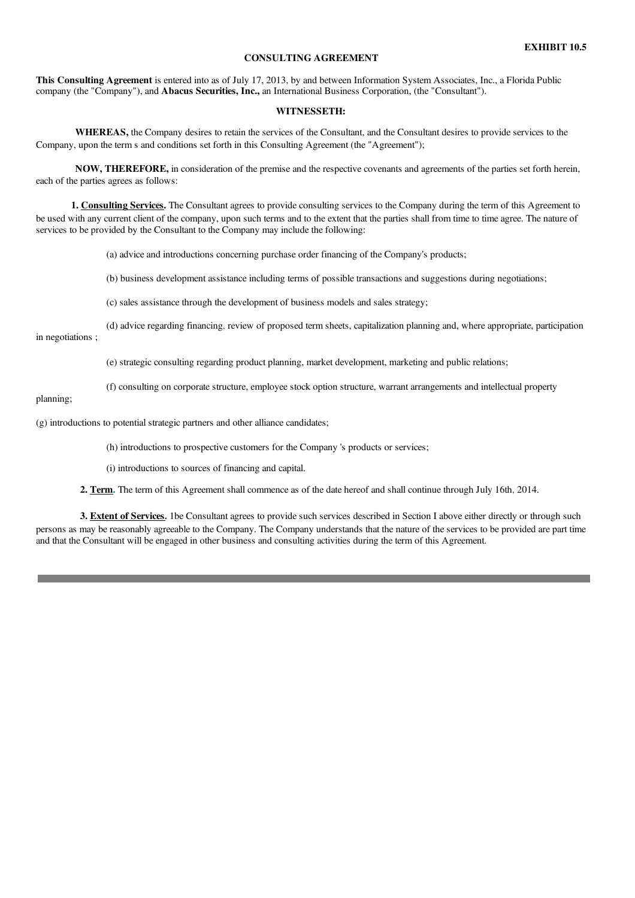**EXHIBIT 10.5**

# CONSULTING AGREEMENT

**This Consulting Agreement** is entered into as of July 17, 2013, by and between Information System Associates, Inc., a Florida Public company (the "Company"), and **Abacus Securities, Inc.,** an International Business Corporation, (the "Consultant").

## WITNESSETH:

**WHEREAS,** the Company desires to retain the services of the Consultant, and the Consultant desires to provide services to the Company, upon the term s and conditions set forth in this Consulting Agreement (the "Agreement");

**NOW, THEREFORE,** in consideration of the premise and the respective covenants and agreements of the parties set forth herein, each of the parties agrees as follows:

**1. Consulting Services.** The Consultant agrees to provide consulting services to the Company during the term of this Agreement to be used with any current client of the company, upon such terms and to the extent that the parties shall from time to time agree. The nature of services to be provided by the Consultant to the Company may include the following:

(a) advice and introductions concerning purchase order financing of the Company's products;

(b) business development assistance including terms of possible transactions and suggestions during negotiations;

(c) sales assistance through the development of business models and sales strategy;

(d) advice regarding financing, review of proposed term sheets, capitalization planning and, where appropriate, participation in negotiations ;

(e) strategic consulting regarding product planning, market development, marketing and public relations;

(f) consulting on corporate structure, employee stock option structure, warrant arrangements and intellectual property planning;

(g) introductions to potential strategic partners and other alliance candidates;

(h) introductions to prospective customers for the Company 's products or services;

(i) introductions to sources of financing and capital.

**2. Term.** The term of this Agreement shall commence as of the date hereof and shall continue through July 16th, 2014.

**3. Extent of Services.** 1be Consultant agrees to provide such services described in Section I above either directly or through such persons as may be reasonably agreeable to the Company. The Company understands that the nature of the services to be provided are part time and that the Consultant will be engaged in other business and consulting activities during the term of this Agreement.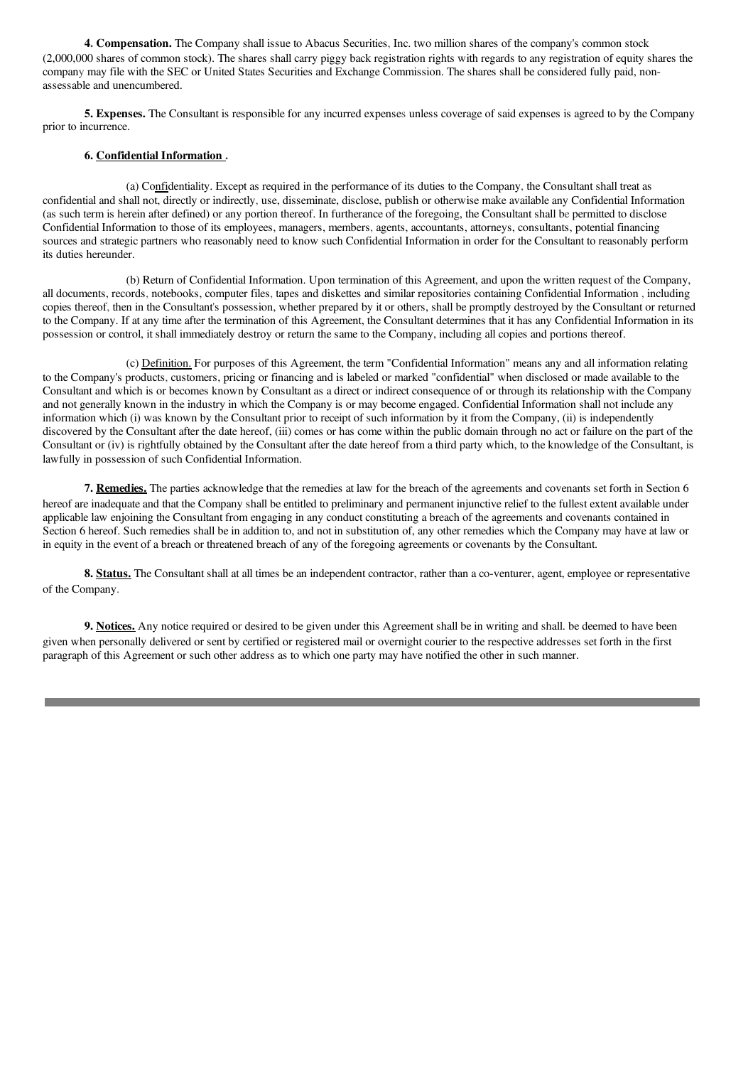**4. Compensation.** The Company shall issue to Abacus Securities, Inc. two million shares of the company's common stock (2,000,000 shares of common stock). The shares shall carry piggy back registration rights with regards to any registration of equity shares the company may file with the SEC or United States Securities and Exchange Commission. The shares shall be considered fully paid, non-assessable and unencumbered.

**5. Expenses.** The Consultant is responsible for any incurred expenses unless coverage of said expenses is agreed to by the Company prior to incurrence.

**6. Confidential Information .**

(a) Confidentiality. Except as required in the performance of its duties to the Company, the Consultant shall treat as confidential and shall not, directly or indirectly, use, disseminate, disclose, publish or otherwise make available any Confidential Information (as such term is herein after defined) or any portion thereof. In furtherance of the foregoing, the Consultant shall be permitted to disclose Confidential Information to those of its employees, managers, members, agents, accountants, attorneys, consultants, potential financing sources and strategic partners who reasonably need to know such Confidential Information in order for the Consultant to reasonably perform its duties hereunder.

(b) Return of Confidential Information. Upon termination of this Agreement, and upon the written request of the Company, all documents, records, notebooks, computer files, tapes and diskettes and similar repositories containing Confidential Information , including copies thereof, then in the Consultant's possession, whether prepared by it or others, shall be promptly destroyed by the Consultant or returned to the Company. If at any time after the termination of this Agreement, the Consultant determines that it has any Confidential Information in its possession or control, it shall immediately destroy or return the same to the Company, including all copies and portions thereof.

(c) Definition. For purposes of this Agreement, the term "Confidential Information" means any and all information relating to the Company's products, customers, pricing or financing and is labeled or marked "confidential" when disclosed or made available to the Consultant and which is or becomes known by Consultant as a direct or indirect consequence of or through its relationship with the Company and not generally known in the industry in which the Company is or may become engaged. Confidential Information shall not include any information which (i) was known by the Consultant prior to receipt of such information by it from the Company, (ii) is independently discovered by the Consultant after the date hereof, (iii) comes or has come within the public domain through no act or failure on the part of the Consultant or (iv) is rightfully obtained by the Consultant after the date hereof from a third party which, to the knowledge of the Consultant, is lawfully in possession of such Confidential Information.

**7. Remedies.** The parties acknowledge that the remedies at law for the breach of the agreements and covenants set forth in Section 6 hereof are inadequate and that the Company shall be entitled to preliminary and permanent injunctive relief to the fullest extent available under applicable law enjoining the Consultant from engaging in any conduct constituting a breach of the agreements and covenants contained in Section 6 hereof. Such remedies shall be in addition to, and not in substitution of, any other remedies which the Company may have at law or in equity in the event of a breach or threatened breach of any of the foregoing agreements or covenants by the Consultant.

**8. Status.** The Consultant shall at all times be an independent contractor, rather than a co-venturer, agent, employee or representative of the Company.

**9. Notices.** Any notice required or desired to be given under this Agreement shall be in writing and shall. be deemed to have been given when personally delivered or sent by certified or registered mail or overnight courier to the respective addresses set forth in the first paragraph of this Agreement or such other address as to which one party may have notified the other in such manner.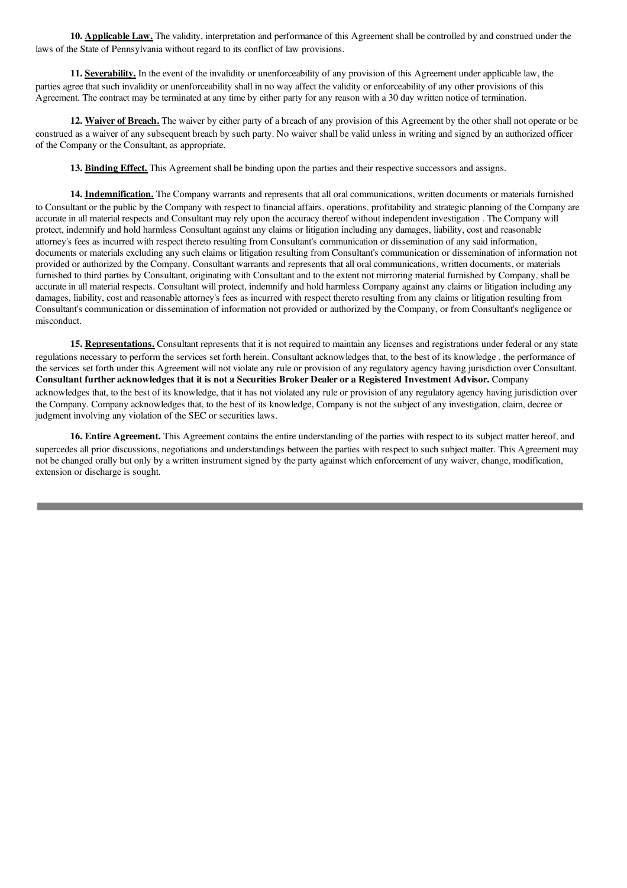**10. <u>Applicable Law.</u>** The validity, interpretation and performance of this Agreement shall be controlled by and construed under the laws of the State of Pennsylvania without regard to its conflict of law provisions.

**11. <u>Severability.</u>** In the event of the invalidity or unenforceability of any provision of this Agreement under applicable law, the parties agree that such invalidity or unenforceability shall in no way affect the validity or enforceability of any other provisions of this Agreement. The contract may be terminated at any time by either party for any reason with a 30 day written notice of termination.

**12. <u>Waiver of Breach.</u>** The waiver by either party of a breach of any provision of this Agreement by the other shall not operate or be construed as a waiver of any subsequent breach by such party. No waiver shall be valid unless in writing and signed by an authorized officer of the Company or the Consultant, as appropriate.

**13. <u>Binding Effect.</u>** This Agreement shall be binding upon the parties and their respective successors and assigns.

**14. <u>Indemnification.</u>** The Company warrants and represents that all oral communications, written documents or materials furnished to Consultant or the public by the Company with respect to financial affairs, operations, profitability and strategic planning of the Company are accurate in all material respects and Consultant may rely upon the accuracy thereof without independent investigation . The Company will protect, indemnify and hold harmless Consultant against any claims or litigation including any damages, liability, cost and reasonable attorney's fees as incurred with respect thereto resulting from Consultant's communication or dissemination of any said information, documents or materials excluding any such claims or litigation resulting from Consultant's communication or dissemination of information not provided or authorized by the Company. Consultant warrants and represents that all oral communications, written documents, or materials furnished to third parties by Consultant, originating with Consultant and to the extent not mirroring material furnished by Company, shall be accurate in all material respects. Consultant will protect, indemnify and hold harmless Company against any claims or litigation including any damages, liability, cost and reasonable attorney's fees as incurred with respect thereto resulting from any claims or litigation resulting from Consultant's communication or dissemination of information not provided or authorized by the Company, or from Consultant's negligence or misconduct.

**15. <u>Representations.</u>** Consultant represents that it is not required to maintain any licenses and registrations under federal or any state regulations necessary to perform the services set forth herein. Consultant acknowledges that, to the best of its knowledge , the performance of the services set forth under this Agreement will not violate any rule or provision of any regulatory agency having jurisdiction over Consultant. **Consultant further acknowledges that it is not a Securities Broker Dealer or a Registered Investment Advisor.** Company acknowledges that, to the best of its knowledge, that it has not violated any rule or provision of any regulatory agency having jurisdiction over the Company. Company acknowledges that, to the best of its knowledge, Company is not the subject of any investigation, claim, decree or judgment involving any violation of the SEC or securities laws.

**16. Entire Agreement.** This Agreement contains the entire understanding of the parties with respect to its subject matter hereof, and supercedes all prior discussions, negotiations and understandings between the parties with respect to such subject matter. This Agreement may not be changed orally but only by a written instrument signed by the party against which enforcement of any waiver, change, modification, extension or discharge is sought.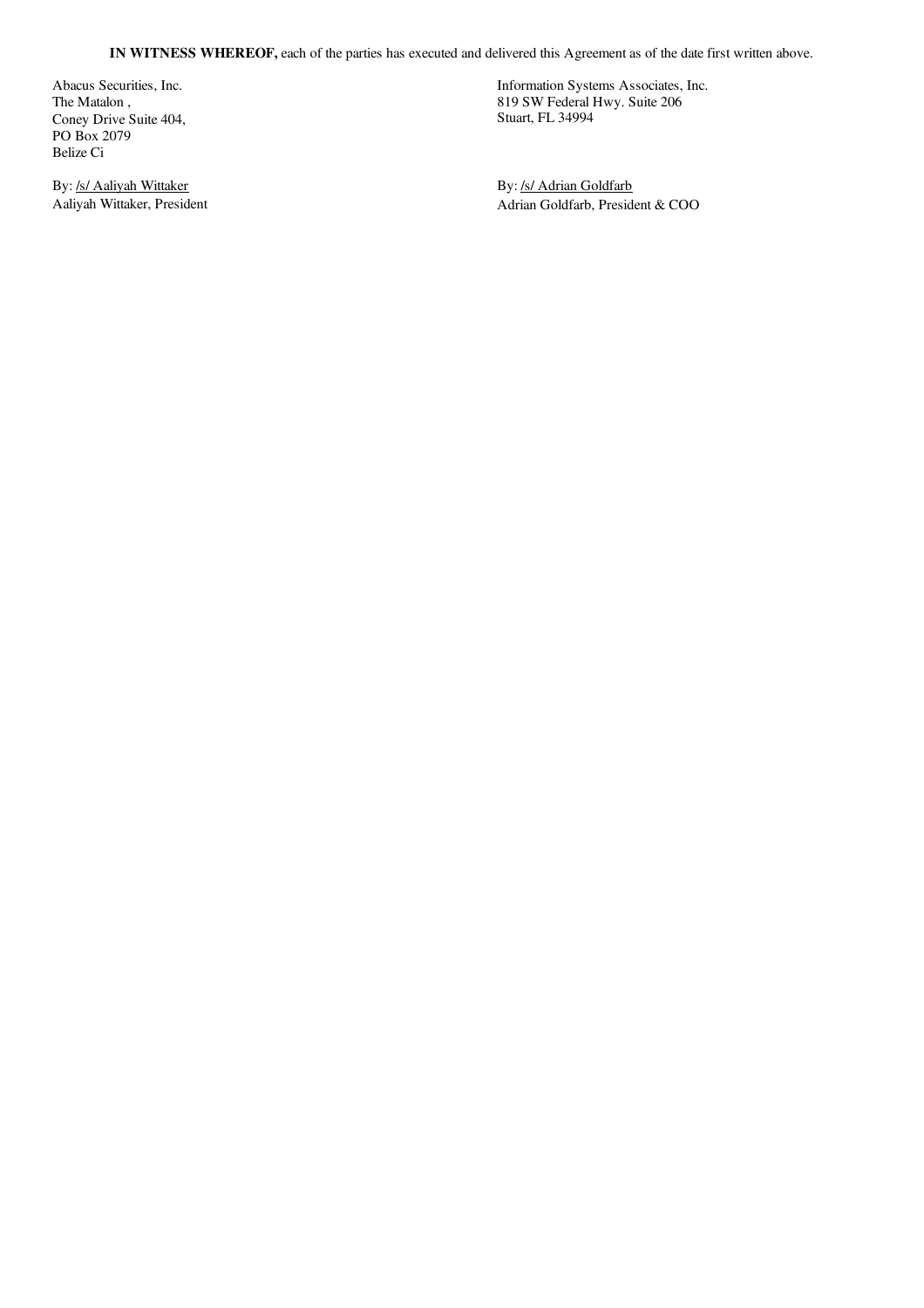**IN WITNESS WHEREOF,** each of the parties has executed and delivered this Agreement as of the date first written above.

Abacus Securities, Inc.
The Matalon ,
Coney Drive Suite 404,
PO Box 2079
Belize Ci

By: /s/ Aaliyah Wittaker
Aaliyah Wittaker, President

Information Systems Associates, Inc.
819 SW Federal Hwy. Suite 206
Stuart, FL 34994

By: /s/ Adrian Goldfarb
Adrian Goldfarb, President & COO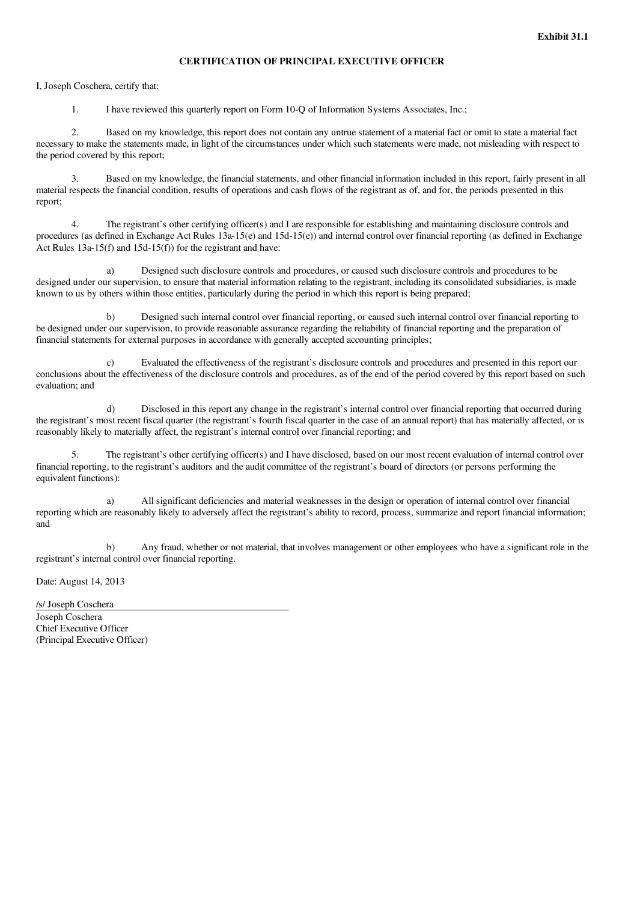**Exhibit 31.1**

**CERTIFICATION OF PRINCIPAL EXECUTIVE OFFICER**

I, Joseph Coschera, certify that:

1. I have reviewed this quarterly report on Form 10-Q of Information Systems Associates, Inc.;

2. Based on my knowledge, this report does not contain any untrue statement of a material fact or omit to state a material fact necessary to make the statements made, in light of the circumstances under which such statements were made, not misleading with respect to the period covered by this report;

3. Based on my knowledge, the financial statements, and other financial information included in this report, fairly present in all material respects the financial condition, results of operations and cash flows of the registrant as of, and for, the periods presented in this report;

4. The registrant's other certifying officer(s) and I are responsible for establishing and maintaining disclosure controls and procedures (as defined in Exchange Act Rules 13a-15(e) and 15d-15(e)) and internal control over financial reporting (as defined in Exchange Act Rules 13a-15(f) and 15d-15(f)) for the registrant and have:

   a) Designed such disclosure controls and procedures, or caused such disclosure controls and procedures to be designed under our supervision, to ensure that material information relating to the registrant, including its consolidated subsidiaries, is made known to us by others within those entities, particularly during the period in which this report is being prepared;

   b) Designed such internal control over financial reporting, or caused such internal control over financial reporting to be designed under our supervision, to provide reasonable assurance regarding the reliability of financial reporting and the preparation of financial statements for external purposes in accordance with generally accepted accounting principles;

   c) Evaluated the effectiveness of the registrant's disclosure controls and procedures and presented in this report our conclusions about the effectiveness of the disclosure controls and procedures, as of the end of the period covered by this report based on such evaluation; and

   d) Disclosed in this report any change in the registrant's internal control over financial reporting that occurred during the registrant's most recent fiscal quarter (the registrant's fourth fiscal quarter in the case of an annual report) that has materially affected, or is reasonably likely to materially affect, the registrant's internal control over financial reporting; and

5. The registrant's other certifying officer(s) and I have disclosed, based on our most recent evaluation of internal control over financial reporting, to the registrant's auditors and the audit committee of the registrant's board of directors (or persons performing the equivalent functions):

   a) All significant deficiencies and material weaknesses in the design or operation of internal control over financial reporting which are reasonably likely to adversely affect the registrant's ability to record, process, summarize and report financial information; and

   b) Any fraud, whether or not material, that involves management or other employees who have a significant role in the registrant's internal control over financial reporting.

Date: August 14, 2013

/s/ Joseph Coschera
Joseph Coschera
Chief Executive Officer
(Principal Executive Officer)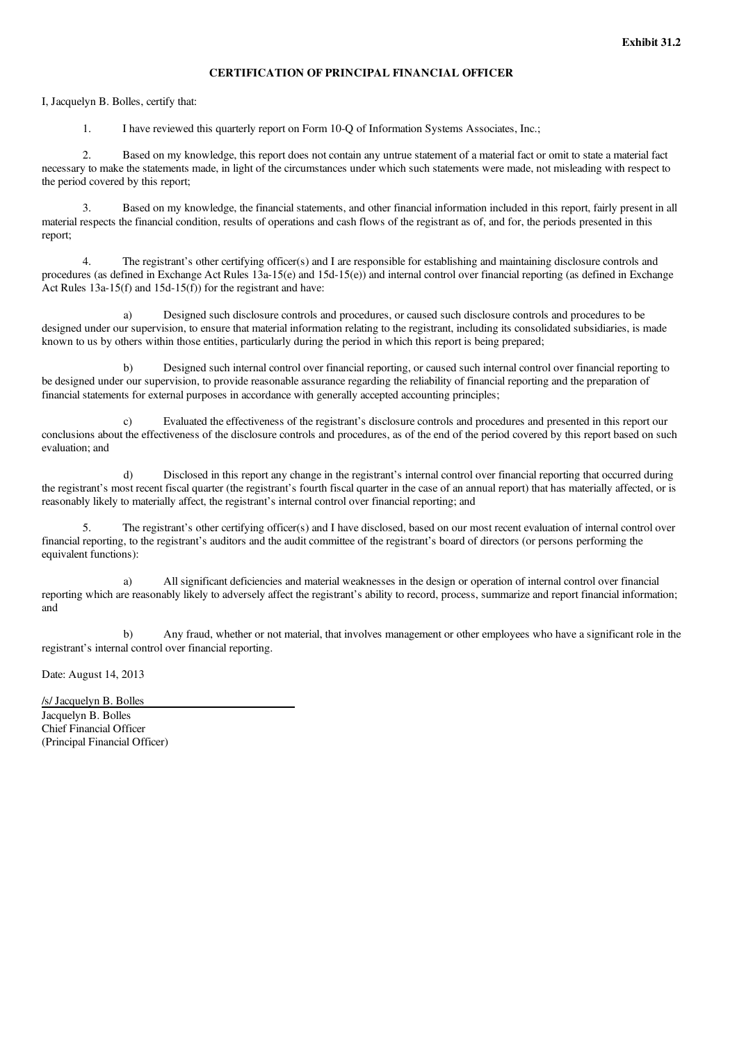**Exhibit 31.2**

**CERTIFICATION OF PRINCIPAL FINANCIAL OFFICER**

I, Jacquelyn B. Bolles, certify that:

1. I have reviewed this quarterly report on Form 10-Q of Information Systems Associates, Inc.;

2. Based on my knowledge, this report does not contain any untrue statement of a material fact or omit to state a material fact necessary to make the statements made, in light of the circumstances under which such statements were made, not misleading with respect to the period covered by this report;

3. Based on my knowledge, the financial statements, and other financial information included in this report, fairly present in all material respects the financial condition, results of operations and cash flows of the registrant as of, and for, the periods presented in this report;

4. The registrant's other certifying officer(s) and I are responsible for establishing and maintaining disclosure controls and procedures (as defined in Exchange Act Rules 13a-15(e) and 15d-15(e)) and internal control over financial reporting (as defined in Exchange Act Rules 13a-15(f) and 15d-15(f)) for the registrant and have:

   a) Designed such disclosure controls and procedures, or caused such disclosure controls and procedures to be designed under our supervision, to ensure that material information relating to the registrant, including its consolidated subsidiaries, is made known to us by others within those entities, particularly during the period in which this report is being prepared;

   b) Designed such internal control over financial reporting, or caused such internal control over financial reporting to be designed under our supervision, to provide reasonable assurance regarding the reliability of financial reporting and the preparation of financial statements for external purposes in accordance with generally accepted accounting principles;

   c) Evaluated the effectiveness of the registrant's disclosure controls and procedures and presented in this report our conclusions about the effectiveness of the disclosure controls and procedures, as of the end of the period covered by this report based on such evaluation; and

   d) Disclosed in this report any change in the registrant's internal control over financial reporting that occurred during the registrant's most recent fiscal quarter (the registrant's fourth fiscal quarter in the case of an annual report) that has materially affected, or is reasonably likely to materially affect, the registrant's internal control over financial reporting; and

5. The registrant's other certifying officer(s) and I have disclosed, based on our most recent evaluation of internal control over financial reporting, to the registrant's auditors and the audit committee of the registrant's board of directors (or persons performing the equivalent functions):

   a) All significant deficiencies and material weaknesses in the design or operation of internal control over financial reporting which are reasonably likely to adversely affect the registrant's ability to record, process, summarize and report financial information; and

   b) Any fraud, whether or not material, that involves management or other employees who have a significant role in the registrant's internal control over financial reporting.

Date: August 14, 2013

/s/ Jacquelyn B. Bolles
Jacquelyn B. Bolles
Chief Financial Officer
(Principal Financial Officer)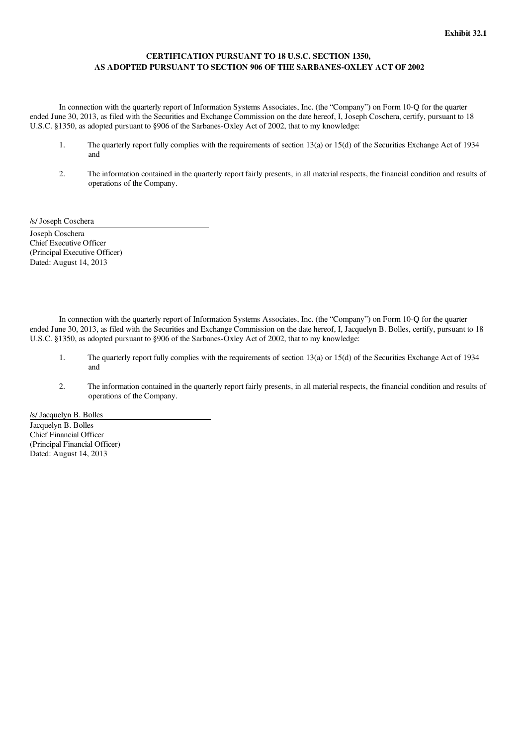Exhibit 32.1

**CERTIFICATION PURSUANT TO 18 U.S.C. SECTION 1350,
AS ADOPTED PURSUANT TO SECTION 906 OF THE SARBANES-OXLEY ACT OF 2002**

In connection with the quarterly report of Information Systems Associates, Inc. (the "Company") on Form 10-Q for the quarter ended June 30, 2013, as filed with the Securities and Exchange Commission on the date hereof, I, Joseph Coschera, certify, pursuant to 18 U.S.C. §1350, as adopted pursuant to §906 of the Sarbanes-Oxley Act of 2002, that to my knowledge:

1. The quarterly report fully complies with the requirements of section 13(a) or 15(d) of the Securities Exchange Act of 1934 and

2. The information contained in the quarterly report fairly presents, in all material respects, the financial condition and results of operations of the Company.

/s/ Joseph Coschera

Joseph Coschera
Chief Executive Officer
(Principal Executive Officer)
Dated: August 14, 2013

In connection with the quarterly report of Information Systems Associates, Inc. (the "Company") on Form 10-Q for the quarter ended June 30, 2013, as filed with the Securities and Exchange Commission on the date hereof, I, Jacquelyn B. Bolles, certify, pursuant to 18 U.S.C. §1350, as adopted pursuant to §906 of the Sarbanes-Oxley Act of 2002, that to my knowledge:

1. The quarterly report fully complies with the requirements of section 13(a) or 15(d) of the Securities Exchange Act of 1934 and

2. The information contained in the quarterly report fairly presents, in all material respects, the financial condition and results of operations of the Company.

/s/ Jacquelyn B. Bolles

Jacquelyn B. Bolles
Chief Financial Officer
(Principal Financial Officer)
Dated: August 14, 2013